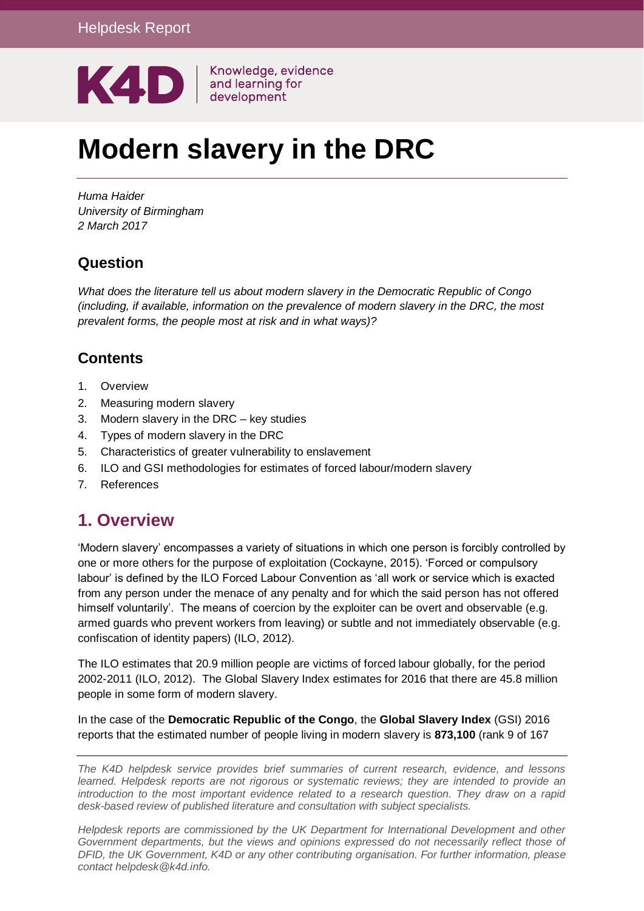Helpdesk Report

K4D | Knowledge, evidence and learning for development

# Modern slavery in the DRC

*Huma Haider*
*University of Birmingham*
*2 March 2017*

## Question

*What does the literature tell us about modern slavery in the Democratic Republic of Congo (including, if available, information on the prevalence of modern slavery in the DRC, the most prevalent forms, the people most at risk and in what ways)?*

## Contents

1. Overview
2. Measuring modern slavery
3. Modern slavery in the DRC – key studies
4. Types of modern slavery in the DRC
5. Characteristics of greater vulnerability to enslavement
6. ILO and GSI methodologies for estimates of forced labour/modern slavery
7. References

## 1. Overview

'Modern slavery' encompasses a variety of situations in which one person is forcibly controlled by one or more others for the purpose of exploitation (Cockayne, 2015). 'Forced or compulsory labour' is defined by the ILO Forced Labour Convention as 'all work or service which is exacted from any person under the menace of any penalty and for which the said person has not offered himself voluntarily'. The means of coercion by the exploiter can be overt and observable (e.g. armed guards who prevent workers from leaving) or subtle and not immediately observable (e.g. confiscation of identity papers) (ILO, 2012).

The ILO estimates that 20.9 million people are victims of forced labour globally, for the period 2002-2011 (ILO, 2012). The Global Slavery Index estimates for 2016 that there are 45.8 million people in some form of modern slavery.

In the case of the **Democratic Republic of the Congo**, the **Global Slavery Index** (GSI) 2016 reports that the estimated number of people living in modern slavery is **873,100** (rank 9 of 167

*The K4D helpdesk service provides brief summaries of current research, evidence, and lessons learned. Helpdesk reports are not rigorous or systematic reviews; they are intended to provide an introduction to the most important evidence related to a research question. They draw on a rapid desk-based review of published literature and consultation with subject specialists.*

*Helpdesk reports are commissioned by the UK Department for International Development and other Government departments, but the views and opinions expressed do not necessarily reflect those of DFID, the UK Government, K4D or any other contributing organisation. For further information, please contact helpdesk@k4d.info.*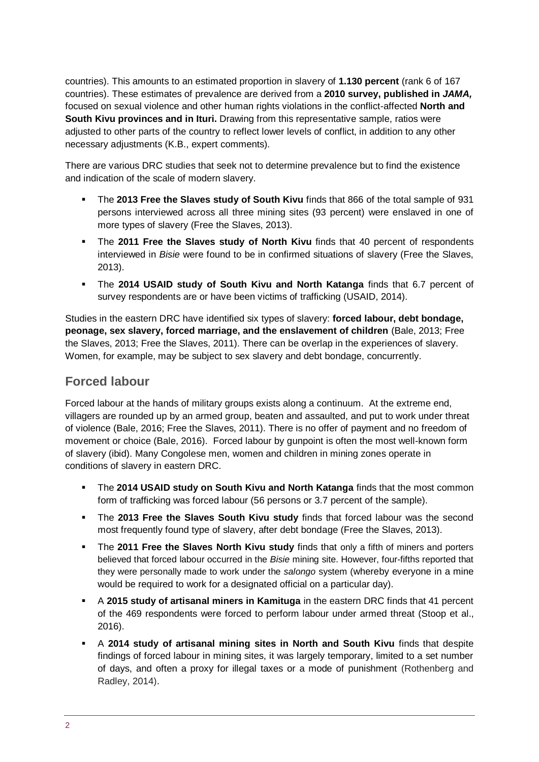countries). This amounts to an estimated proportion in slavery of **1.130 percent** (rank 6 of 167 countries). These estimates of prevalence are derived from a **2010 survey, published in *JAMA,*** focused on sexual violence and other human rights violations in the conflict-affected **North and South Kivu provinces and in Ituri.** Drawing from this representative sample, ratios were adjusted to other parts of the country to reflect lower levels of conflict, in addition to any other necessary adjustments (K.B., expert comments).

There are various DRC studies that seek not to determine prevalence but to find the existence and indication of the scale of modern slavery.

- The **2013 Free the Slaves study of South Kivu** finds that 866 of the total sample of 931 persons interviewed across all three mining sites (93 percent) were enslaved in one of more types of slavery (Free the Slaves, 2013).
- The **2011 Free the Slaves study of North Kivu** finds that 40 percent of respondents interviewed in *Bisie* were found to be in confirmed situations of slavery (Free the Slaves, 2013).
- The **2014 USAID study of South Kivu and North Katanga** finds that 6.7 percent of survey respondents are or have been victims of trafficking (USAID, 2014).

Studies in the eastern DRC have identified six types of slavery: **forced labour, debt bondage, peonage, sex slavery, forced marriage, and the enslavement of children** (Bale, 2013; Free the Slaves, 2013; Free the Slaves, 2011). There can be overlap in the experiences of slavery. Women, for example, may be subject to sex slavery and debt bondage, concurrently.

## Forced labour

Forced labour at the hands of military groups exists along a continuum. At the extreme end, villagers are rounded up by an armed group, beaten and assaulted, and put to work under threat of violence (Bale, 2016; Free the Slaves, 2011). There is no offer of payment and no freedom of movement or choice (Bale, 2016). Forced labour by gunpoint is often the most well-known form of slavery (ibid). Many Congolese men, women and children in mining zones operate in conditions of slavery in eastern DRC.

- The **2014 USAID study on South Kivu and North Katanga** finds that the most common form of trafficking was forced labour (56 persons or 3.7 percent of the sample).
- The **2013 Free the Slaves South Kivu study** finds that forced labour was the second most frequently found type of slavery, after debt bondage (Free the Slaves, 2013).
- The **2011 Free the Slaves North Kivu study** finds that only a fifth of miners and porters believed that forced labour occurred in the *Bisie* mining site. However, four-fifths reported that they were personally made to work under the *salongo* system (whereby everyone in a mine would be required to work for a designated official on a particular day).
- A **2015 study of artisanal miners in Kamituga** in the eastern DRC finds that 41 percent of the 469 respondents were forced to perform labour under armed threat (Stoop et al., 2016).
- A **2014 study of artisanal mining sites in North and South Kivu** finds that despite findings of forced labour in mining sites, it was largely temporary, limited to a set number of days, and often a proxy for illegal taxes or a mode of punishment (Rothenberg and Radley, 2014).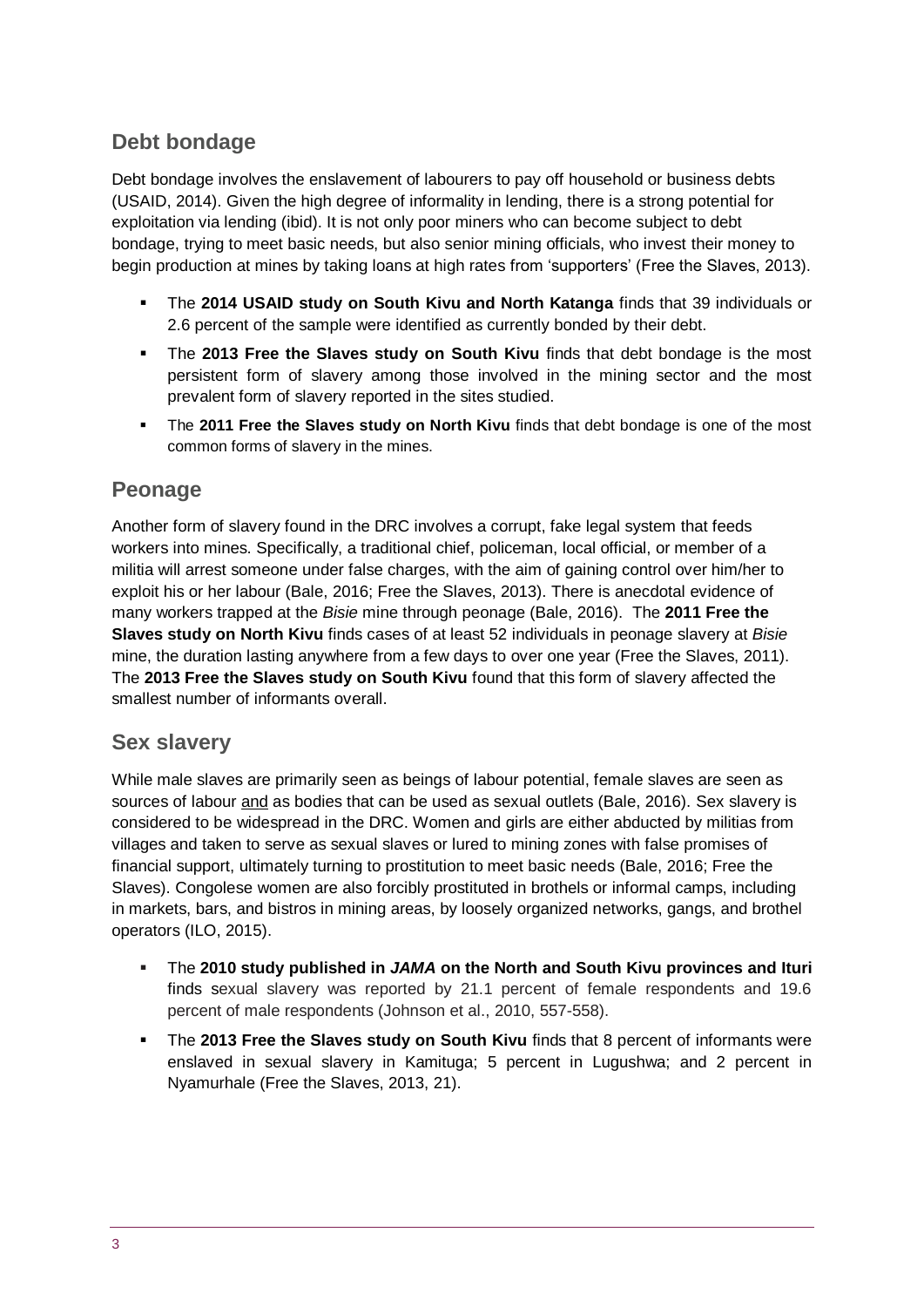## Debt bondage

Debt bondage involves the enslavement of labourers to pay off household or business debts (USAID, 2014). Given the high degree of informality in lending, there is a strong potential for exploitation via lending (ibid). It is not only poor miners who can become subject to debt bondage, trying to meet basic needs, but also senior mining officials, who invest their money to begin production at mines by taking loans at high rates from 'supporters' (Free the Slaves, 2013).

- The **2014 USAID study on South Kivu and North Katanga** finds that 39 individuals or 2.6 percent of the sample were identified as currently bonded by their debt.
- The **2013 Free the Slaves study on South Kivu** finds that debt bondage is the most persistent form of slavery among those involved in the mining sector and the most prevalent form of slavery reported in the sites studied.
- The **2011 Free the Slaves study on North Kivu** finds that debt bondage is one of the most common forms of slavery in the mines.

## Peonage

Another form of slavery found in the DRC involves a corrupt, fake legal system that feeds workers into mines. Specifically, a traditional chief, policeman, local official, or member of a militia will arrest someone under false charges, with the aim of gaining control over him/her to exploit his or her labour (Bale, 2016; Free the Slaves, 2013). There is anecdotal evidence of many workers trapped at the *Bisie* mine through peonage (Bale, 2016). The **2011 Free the Slaves study on North Kivu** finds cases of at least 52 individuals in peonage slavery at *Bisie* mine, the duration lasting anywhere from a few days to over one year (Free the Slaves, 2011). The **2013 Free the Slaves study on South Kivu** found that this form of slavery affected the smallest number of informants overall.

## Sex slavery

While male slaves are primarily seen as beings of labour potential, female slaves are seen as sources of labour and as bodies that can be used as sexual outlets (Bale, 2016). Sex slavery is considered to be widespread in the DRC. Women and girls are either abducted by militias from villages and taken to serve as sexual slaves or lured to mining zones with false promises of financial support, ultimately turning to prostitution to meet basic needs (Bale, 2016; Free the Slaves). Congolese women are also forcibly prostituted in brothels or informal camps, including in markets, bars, and bistros in mining areas, by loosely organized networks, gangs, and brothel operators (ILO, 2015).

- The **2010 study published in *JAMA* on the North and South Kivu provinces and Ituri** finds sexual slavery was reported by 21.1 percent of female respondents and 19.6 percent of male respondents (Johnson et al., 2010, 557-558).
- The **2013 Free the Slaves study on South Kivu** finds that 8 percent of informants were enslaved in sexual slavery in Kamituga; 5 percent in Lugushwa; and 2 percent in Nyamurhale (Free the Slaves, 2013, 21).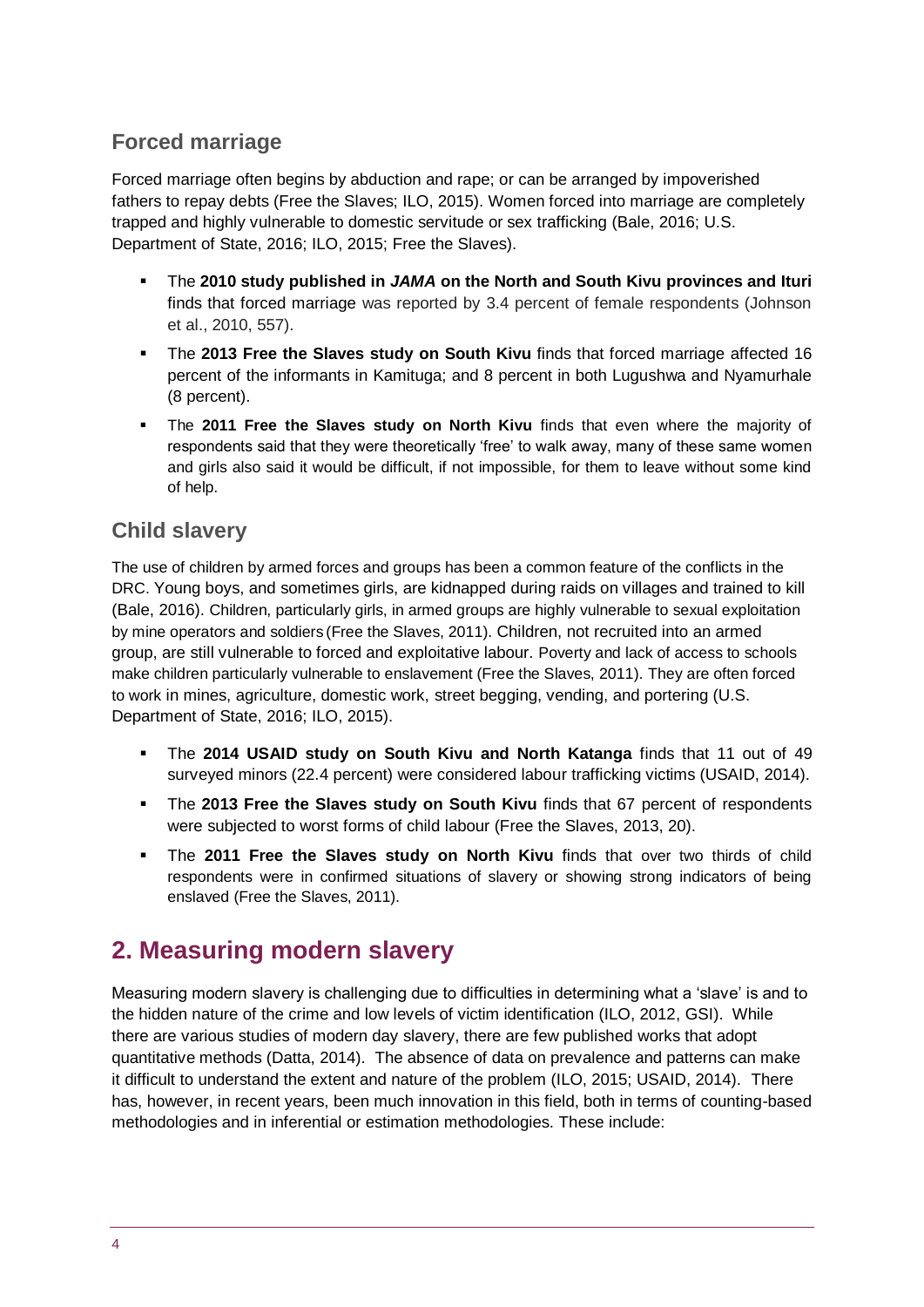### Forced marriage

Forced marriage often begins by abduction and rape; or can be arranged by impoverished fathers to repay debts (Free the Slaves; ILO, 2015). Women forced into marriage are completely trapped and highly vulnerable to domestic servitude or sex trafficking (Bale, 2016; U.S. Department of State, 2016; ILO, 2015; Free the Slaves).

- The **2010 study published in *JAMA* on the North and South Kivu provinces and Ituri** finds that forced marriage was reported by 3.4 percent of female respondents (Johnson et al., 2010, 557).
- The **2013 Free the Slaves study on South Kivu** finds that forced marriage affected 16 percent of the informants in Kamituga; and 8 percent in both Lugushwa and Nyamurhale (8 percent).
- The **2011 Free the Slaves study on North Kivu** finds that even where the majority of respondents said that they were theoretically 'free' to walk away, many of these same women and girls also said it would be difficult, if not impossible, for them to leave without some kind of help.

### Child slavery

The use of children by armed forces and groups has been a common feature of the conflicts in the DRC. Young boys, and sometimes girls, are kidnapped during raids on villages and trained to kill (Bale, 2016). Children, particularly girls, in armed groups are highly vulnerable to sexual exploitation by mine operators and soldiers (Free the Slaves, 2011). Children, not recruited into an armed group, are still vulnerable to forced and exploitative labour. Poverty and lack of access to schools make children particularly vulnerable to enslavement (Free the Slaves, 2011). They are often forced to work in mines, agriculture, domestic work, street begging, vending, and portering (U.S. Department of State, 2016; ILO, 2015).

- The **2014 USAID study on South Kivu and North Katanga** finds that 11 out of 49 surveyed minors (22.4 percent) were considered labour trafficking victims (USAID, 2014).
- The **2013 Free the Slaves study on South Kivu** finds that 67 percent of respondents were subjected to worst forms of child labour (Free the Slaves, 2013, 20).
- The **2011 Free the Slaves study on North Kivu** finds that over two thirds of child respondents were in confirmed situations of slavery or showing strong indicators of being enslaved (Free the Slaves, 2011).

## 2. Measuring modern slavery

Measuring modern slavery is challenging due to difficulties in determining what a 'slave' is and to the hidden nature of the crime and low levels of victim identification (ILO, 2012, GSI). While there are various studies of modern day slavery, there are few published works that adopt quantitative methods (Datta, 2014). The absence of data on prevalence and patterns can make it difficult to understand the extent and nature of the problem (ILO, 2015; USAID, 2014). There has, however, in recent years, been much innovation in this field, both in terms of counting-based methodologies and in inferential or estimation methodologies. These include: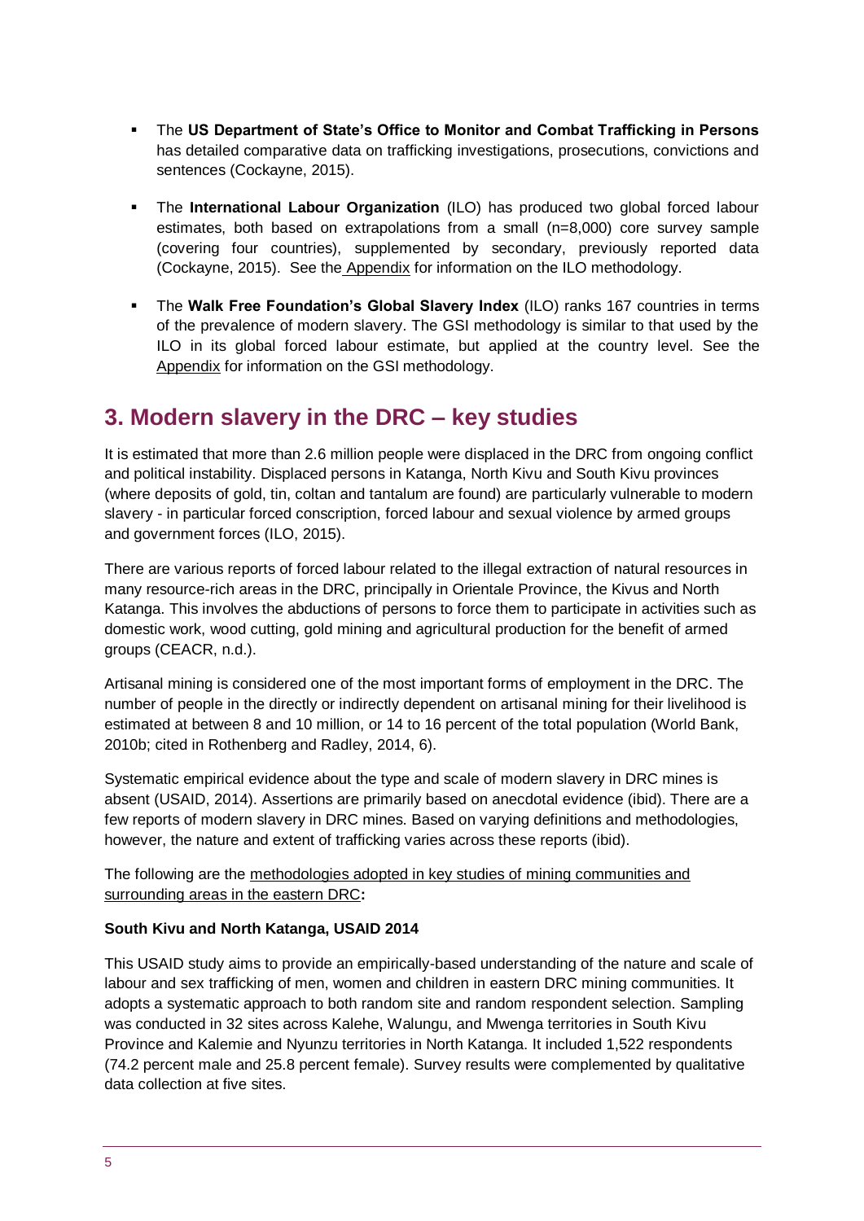- The **US Department of State's Office to Monitor and Combat Trafficking in Persons** has detailed comparative data on trafficking investigations, prosecutions, convictions and sentences (Cockayne, 2015).

- The **International Labour Organization** (ILO) has produced two global forced labour estimates, both based on extrapolations from a small (n=8,000) core survey sample (covering four countries), supplemented by secondary, previously reported data (Cockayne, 2015). See the Appendix for information on the ILO methodology.

- The **Walk Free Foundation's Global Slavery Index** (ILO) ranks 167 countries in terms of the prevalence of modern slavery. The GSI methodology is similar to that used by the ILO in its global forced labour estimate, but applied at the country level. See the Appendix for information on the GSI methodology.

## 3. Modern slavery in the DRC – key studies

It is estimated that more than 2.6 million people were displaced in the DRC from ongoing conflict and political instability. Displaced persons in Katanga, North Kivu and South Kivu provinces (where deposits of gold, tin, coltan and tantalum are found) are particularly vulnerable to modern slavery - in particular forced conscription, forced labour and sexual violence by armed groups and government forces (ILO, 2015).

There are various reports of forced labour related to the illegal extraction of natural resources in many resource-rich areas in the DRC, principally in Orientale Province, the Kivus and North Katanga. This involves the abductions of persons to force them to participate in activities such as domestic work, wood cutting, gold mining and agricultural production for the benefit of armed groups (CEACR, n.d.).

Artisanal mining is considered one of the most important forms of employment in the DRC. The number of people in the directly or indirectly dependent on artisanal mining for their livelihood is estimated at between 8 and 10 million, or 14 to 16 percent of the total population (World Bank, 2010b; cited in Rothenberg and Radley, 2014, 6).

Systematic empirical evidence about the type and scale of modern slavery in DRC mines is absent (USAID, 2014). Assertions are primarily based on anecdotal evidence (ibid). There are a few reports of modern slavery in DRC mines. Based on varying definitions and methodologies, however, the nature and extent of trafficking varies across these reports (ibid).

The following are the methodologies adopted in key studies of mining communities and surrounding areas in the eastern DRC**:**

**South Kivu and North Katanga, USAID 2014**

This USAID study aims to provide an empirically-based understanding of the nature and scale of labour and sex trafficking of men, women and children in eastern DRC mining communities. It adopts a systematic approach to both random site and random respondent selection. Sampling was conducted in 32 sites across Kalehe, Walungu, and Mwenga territories in South Kivu Province and Kalemie and Nyunzu territories in North Katanga. It included 1,522 respondents (74.2 percent male and 25.8 percent female). Survey results were complemented by qualitative data collection at five sites.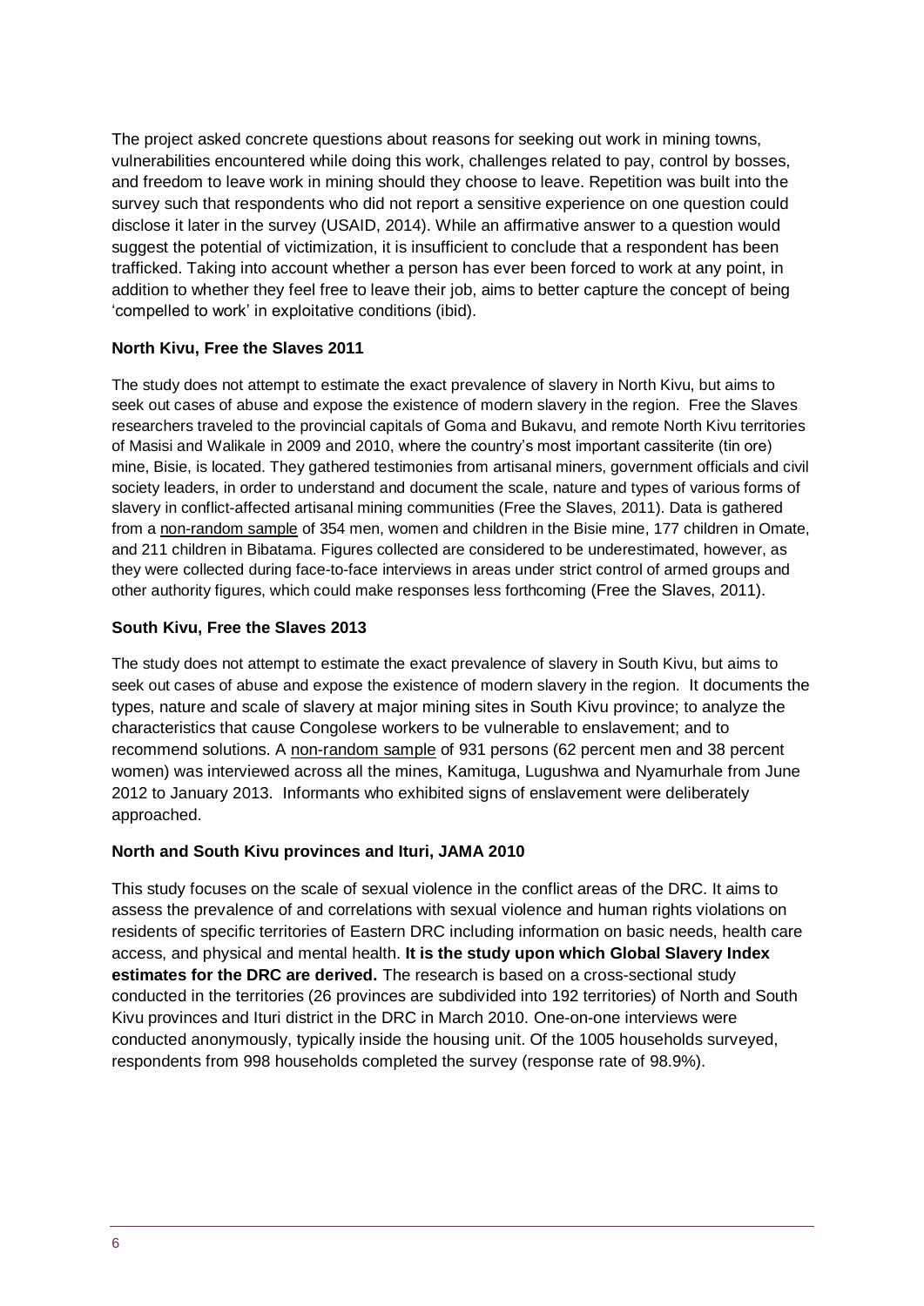The project asked concrete questions about reasons for seeking out work in mining towns, vulnerabilities encountered while doing this work, challenges related to pay, control by bosses, and freedom to leave work in mining should they choose to leave. Repetition was built into the survey such that respondents who did not report a sensitive experience on one question could disclose it later in the survey (USAID, 2014). While an affirmative answer to a question would suggest the potential of victimization, it is insufficient to conclude that a respondent has been trafficked. Taking into account whether a person has ever been forced to work at any point, in addition to whether they feel free to leave their job, aims to better capture the concept of being 'compelled to work' in exploitative conditions (ibid).

### North Kivu, Free the Slaves 2011

The study does not attempt to estimate the exact prevalence of slavery in North Kivu, but aims to seek out cases of abuse and expose the existence of modern slavery in the region. Free the Slaves researchers traveled to the provincial capitals of Goma and Bukavu, and remote North Kivu territories of Masisi and Walikale in 2009 and 2010, where the country's most important cassiterite (tin ore) mine, Bisie, is located. They gathered testimonies from artisanal miners, government officials and civil society leaders, in order to understand and document the scale, nature and types of various forms of slavery in conflict-affected artisanal mining communities (Free the Slaves, 2011). Data is gathered from a non-random sample of 354 men, women and children in the Bisie mine, 177 children in Omate, and 211 children in Bibatama. Figures collected are considered to be underestimated, however, as they were collected during face-to-face interviews in areas under strict control of armed groups and other authority figures, which could make responses less forthcoming (Free the Slaves, 2011).

### South Kivu, Free the Slaves 2013

The study does not attempt to estimate the exact prevalence of slavery in South Kivu, but aims to seek out cases of abuse and expose the existence of modern slavery in the region. It documents the types, nature and scale of slavery at major mining sites in South Kivu province; to analyze the characteristics that cause Congolese workers to be vulnerable to enslavement; and to recommend solutions. A non-random sample of 931 persons (62 percent men and 38 percent women) was interviewed across all the mines, Kamituga, Lugushwa and Nyamurhale from June 2012 to January 2013. Informants who exhibited signs of enslavement were deliberately approached.

### North and South Kivu provinces and Ituri, JAMA 2010

This study focuses on the scale of sexual violence in the conflict areas of the DRC. It aims to assess the prevalence of and correlations with sexual violence and human rights violations on residents of specific territories of Eastern DRC including information on basic needs, health care access, and physical and mental health. **It is the study upon which Global Slavery Index estimates for the DRC are derived.** The research is based on a cross-sectional study conducted in the territories (26 provinces are subdivided into 192 territories) of North and South Kivu provinces and Ituri district in the DRC in March 2010. One-on-one interviews were conducted anonymously, typically inside the housing unit. Of the 1005 households surveyed, respondents from 998 households completed the survey (response rate of 98.9%).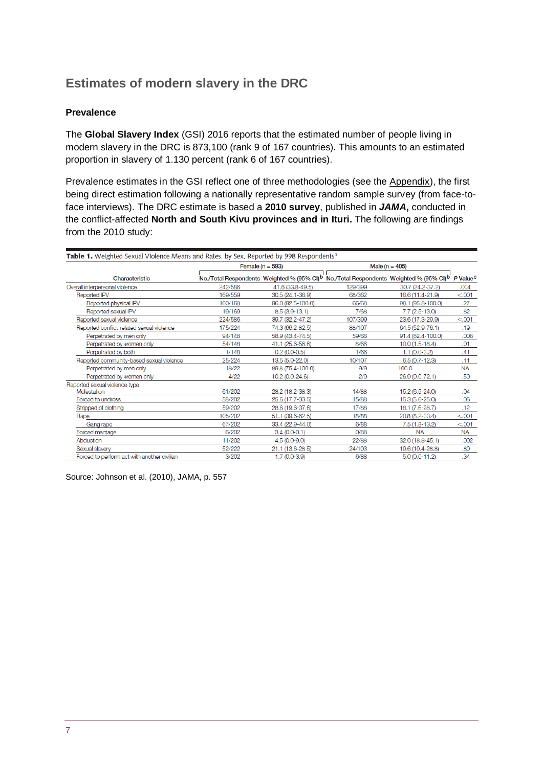## Estimates of modern slavery in the DRC

### Prevalence

The **Global Slavery Index** (GSI) 2016 reports that the estimated number of people living in modern slavery in the DRC is 873,100 (rank 9 of 167 countries). This amounts to an estimated proportion in slavery of 1.130 percent (rank 6 of 167 countries).

Prevalence estimates in the GSI reflect one of three methodologies (see the Appendix), the first being direct estimation following a nationally representative random sample survey (from face-to-face interviews). The DRC estimate is based a **2010 survey**, published in ***JAMA*,** conducted in the conflict-affected **North and South Kivu provinces and in Ituri.** The following are findings from the 2010 study:

**Table 1.** Weighted Sexual Violence Means and Rates, by Sex, Reported by 998 Respondents[a]

| Characteristic | Female (n = 593) | | Male (n = 405) | | |
|---|---|---|---|---|---|
| | No./Total Respondents | Weighted % (95% CI)[b] | No./Total Respondents | Weighted % (95% CI)[b] | P Value[c] |
| Overall interpersonal violence | 242/586 | 41.6 (33.8-49.5) | 129/399 | 30.7 (24.2-37.2) | .004 |
| Reported IPV | 169/559 | 30.5 (24.1-36.9) | 68/362 | 16.6 (11.4-21.9) | <.001 |
| Reported physical IPV | 160/168 | 96.0 (92.5-100.0) | 66/68 | 98.1 (95.8-100.0) | .27 |
| Reported sexual IPV | 19/169 | 8.5 (3.9-13.1) | 7/68 | 7.7 (2.5-13.0) | .82 |
| Reported sexual violence | 224/586 | 39.7 (32.2-47.2) | 107/399 | 23.6 (17.3-29.9) | <.001 |
| Reported conflict-related sexual violence | 175/224 | 74.3 (66.2-82.5) | 88/107 | 64.5 (52.9-76.1) | .19 |
| Perpetrated by men only | 94/148 | 58.9 (43.4-74.5) | 59/66 | 91.4 (82.4-100.0) | .008 |
| Perpetrated by women only | 54/148 | 41.1 (25.6-56.6) | 8/66 | 10.0 (1.5-18.4) | .01 |
| Perpetrated by both | 1/148 | 0.2 (0.0-0.5) | 1/66 | 1.1 (0.0-3.2) | .41 |
| Reported community-based sexual violence | 25/224 | 13.5 (5.0-22.0) | 10/107 | 6.5 (0.7-12.3) | .11 |
| Perpetrated by men only | 18/22 | 89.8 (75.4-100.0) | 9/9 | 100.0 | NA |
| Perpetrated by women only | 4/22 | 10.2 (0.0-24.6) | 2/9 | 26.9 (0.0-72.1) | .50 |
| Reported sexual violence type | | | | | |
| Molestation | 61/202 | 28.2 (18.2-38.3) | 14/88 | 15.2 (6.5-24.0) | .04 |
| Forced to undress | 58/202 | 25.6 (17.7-33.5) | 15/88 | 15.3 (5.6-25.0) | .06 |
| Stripped of clothing | 59/202 | 28.6 (19.6-37.6) | 17/88 | 18.1 (7.6-28.7) | .12 |
| Rape | 105/202 | 51.1 (39.6-62.5) | 18/88 | 20.8 (8.2-33.4) | <.001 |
| Gang rape | 67/202 | 33.4 (22.9-44.0) | 6/88 | 7.5 (1.8-13.2) | <.001 |
| Forced marriage | 6/202 | 3.4 (0.0-0.1) | 0/88 | NA | NA |
| Abduction | 11/202 | 4.5 (0.0-9.0) | 22/88 | 32.0 (18.8-45.1) | .002 |
| Sexual slavery | 52/222 | 21.1 (13.6-28.5) | 24/103 | 19.6 (10.4-28.8) | .80 |
| Forced to perform act with another civilian | 3/202 | 1.7 (0.0-3.9) | 6/88 | 5.0 (0.0-11.2) | .34 |

Source: Johnson et al. (2010), JAMA, p. 557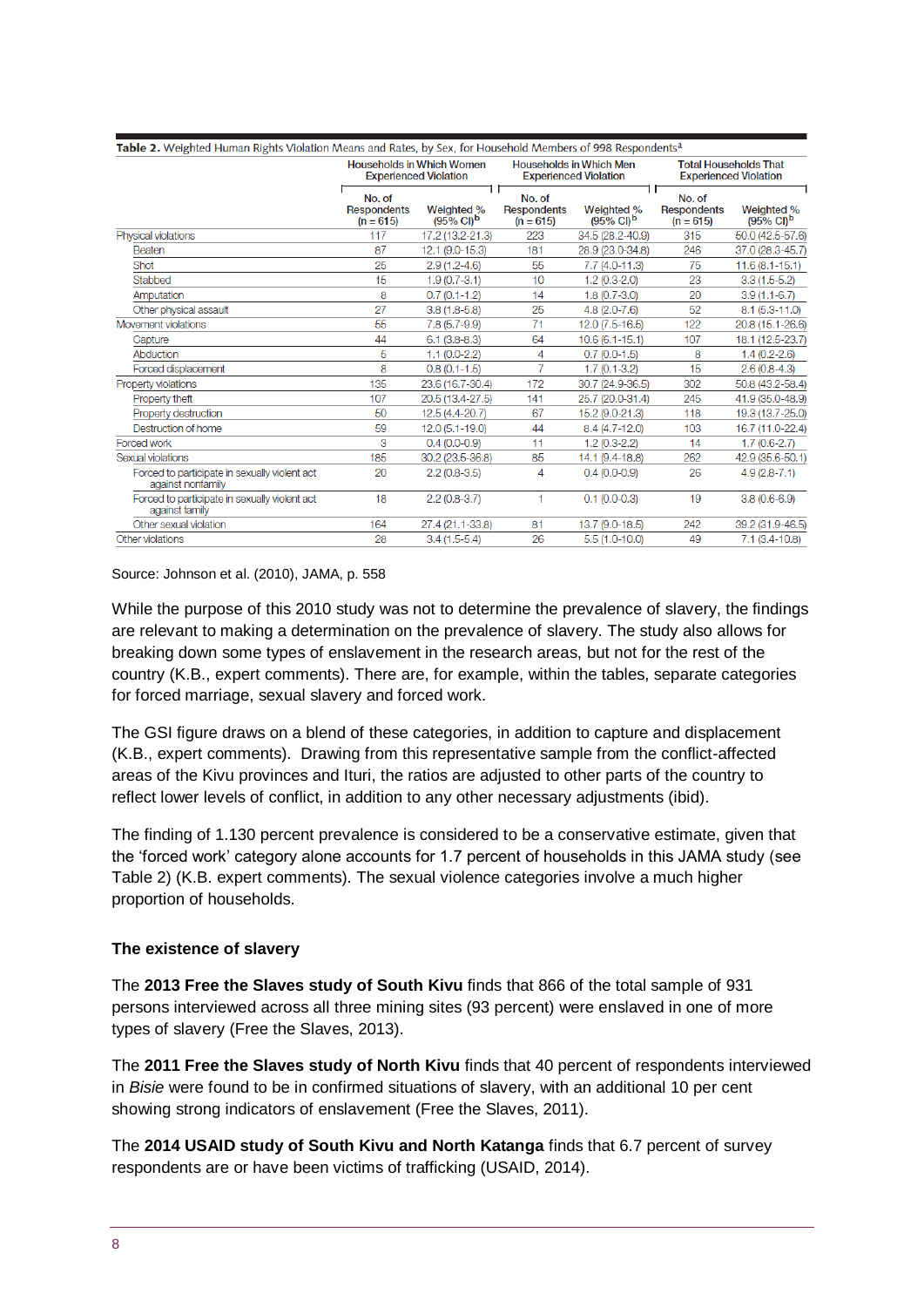**Table 2.** Weighted Human Rights Violation Means and Rates, by Sex, for Household Members of 998 Respondents[a]

| | Households in Which Women Experienced Violation | | Households in Which Men Experienced Violation | | Total Households That Experienced Violation | |
|---|---|---|---|---|---|---|
| | No. of Respondents (n = 615) | Weighted % (95% CI)[b] | No. of Respondents (n = 615) | Weighted % (95% CI)[b] | No. of Respondents (n = 615) | Weighted % (95% CI)[b] |
| Physical violations | 117 | 17.2 (13.2-21.3) | 223 | 34.5 (28.2-40.9) | 315 | 50.0 (42.5-57.6) |
| Beaten | 87 | 12.1 (9.0-15.3) | 181 | 28.9 (23.0-34.8) | 246 | 37.0 (28.3-45.7) |
| Shot | 25 | 2.9 (1.2-4.6) | 55 | 7.7 (4.0-11.3) | 75 | 11.6 (8.1-15.1) |
| Stabbed | 15 | 1.9 (0.7-3.1) | 10 | 1.2 (0.3-2.0) | 23 | 3.3 (1.5-5.2) |
| Amputation | 8 | 0.7 (0.1-1.2) | 14 | 1.8 (0.7-3.0) | 20 | 3.9 (1.1-6.7) |
| Other physical assault | 27 | 3.8 (1.8-5.8) | 25 | 4.8 (2.0-7.6) | 52 | 8.1 (5.3-11.0) |
| Movement violations | 55 | 7.8 (5.7-9.9) | 71 | 12.0 (7.5-16.5) | 122 | 20.8 (15.1-26.6) |
| Capture | 44 | 6.1 (3.8-8.3) | 64 | 10.6 (6.1-15.1) | 107 | 18.1 (12.5-23.7) |
| Abduction | 5 | 1.1 (0.0-2.2) | 4 | 0.7 (0.0-1.5) | 8 | 1.4 (0.2-2.6) |
| Forced displacement | 8 | 0.8 (0.1-1.5) | 7 | 1.7 (0.1-3.2) | 15 | 2.6 (0.8-4.3) |
| Property violations | 135 | 23.6 (16.7-30.4) | 172 | 30.7 (24.9-36.5) | 302 | 50.8 (43.2-58.4) |
| Property theft | 107 | 20.5 (13.4-27.5) | 141 | 25.7 (20.0-31.4) | 245 | 41.9 (35.0-48.9) |
| Property destruction | 50 | 12.5 (4.4-20.7) | 67 | 15.2 (9.0-21.3) | 118 | 19.3 (13.7-25.0) |
| Destruction of home | 59 | 12.0 (5.1-19.0) | 44 | 8.4 (4.7-12.0) | 103 | 16.7 (11.0-22.4) |
| Forced work | 3 | 0.4 (0.0-0.9) | 11 | 1.2 (0.3-2.2) | 14 | 1.7 (0.6-2.7) |
| Sexual violations | 185 | 30.2 (23.5-36.8) | 85 | 14.1 (9.4-18.8) | 262 | 42.9 (35.6-50.1) |
| Forced to participate in sexually violent act against nonfamily | 20 | 2.2 (0.8-3.5) | 4 | 0.4 (0.0-0.9) | 26 | 4.9 (2.8-7.1) |
| Forced to participate in sexually violent act against family | 18 | 2.2 (0.8-3.7) | 1 | 0.1 (0.0-0.3) | 19 | 3.8 (0.6-6.9) |
| Other sexual violation | 164 | 27.4 (21.1-33.8) | 81 | 13.7 (9.0-18.5) | 242 | 39.2 (31.9-46.5) |
| Other violations | 28 | 3.4 (1.5-5.4) | 26 | 5.5 (1.0-10.0) | 49 | 7.1 (3.4-10.8) |

Source: Johnson et al. (2010), JAMA, p. 558

While the purpose of this 2010 study was not to determine the prevalence of slavery, the findings are relevant to making a determination on the prevalence of slavery. The study also allows for breaking down some types of enslavement in the research areas, but not for the rest of the country (K.B., expert comments). There are, for example, within the tables, separate categories for forced marriage, sexual slavery and forced work.

The GSI figure draws on a blend of these categories, in addition to capture and displacement (K.B., expert comments). Drawing from this representative sample from the conflict-affected areas of the Kivu provinces and Ituri, the ratios are adjusted to other parts of the country to reflect lower levels of conflict, in addition to any other necessary adjustments (ibid).

The finding of 1.130 percent prevalence is considered to be a conservative estimate, given that the 'forced work' category alone accounts for 1.7 percent of households in this JAMA study (see Table 2) (K.B. expert comments). The sexual violence categories involve a much higher proportion of households.

### The existence of slavery

The **2013 Free the Slaves study of South Kivu** finds that 866 of the total sample of 931 persons interviewed across all three mining sites (93 percent) were enslaved in one of more types of slavery (Free the Slaves, 2013).

The **2011 Free the Slaves study of North Kivu** finds that 40 percent of respondents interviewed in *Bisie* were found to be in confirmed situations of slavery, with an additional 10 per cent showing strong indicators of enslavement (Free the Slaves, 2011).

The **2014 USAID study of South Kivu and North Katanga** finds that 6.7 percent of survey respondents are or have been victims of trafficking (USAID, 2014).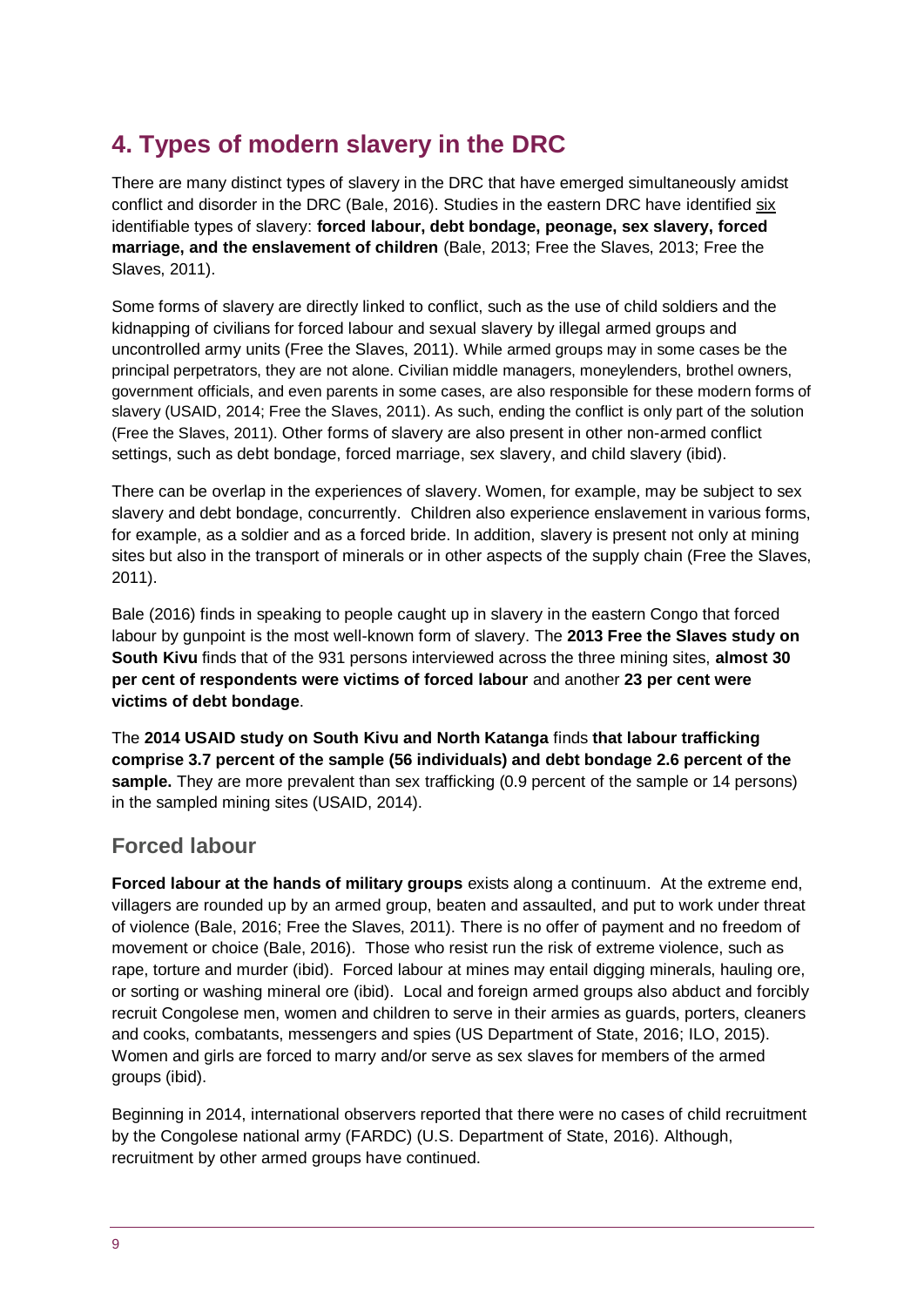# 4. Types of modern slavery in the DRC

There are many distinct types of slavery in the DRC that have emerged simultaneously amidst conflict and disorder in the DRC (Bale, 2016). Studies in the eastern DRC have identified six identifiable types of slavery: **forced labour, debt bondage, peonage, sex slavery, forced marriage, and the enslavement of children** (Bale, 2013; Free the Slaves, 2013; Free the Slaves, 2011).

Some forms of slavery are directly linked to conflict, such as the use of child soldiers and the kidnapping of civilians for forced labour and sexual slavery by illegal armed groups and uncontrolled army units (Free the Slaves, 2011). While armed groups may in some cases be the principal perpetrators, they are not alone. Civilian middle managers, moneylenders, brothel owners, government officials, and even parents in some cases, are also responsible for these modern forms of slavery (USAID, 2014; Free the Slaves, 2011). As such, ending the conflict is only part of the solution (Free the Slaves, 2011). Other forms of slavery are also present in other non-armed conflict settings, such as debt bondage, forced marriage, sex slavery, and child slavery (ibid).

There can be overlap in the experiences of slavery. Women, for example, may be subject to sex slavery and debt bondage, concurrently. Children also experience enslavement in various forms, for example, as a soldier and as a forced bride. In addition, slavery is present not only at mining sites but also in the transport of minerals or in other aspects of the supply chain (Free the Slaves, 2011).

Bale (2016) finds in speaking to people caught up in slavery in the eastern Congo that forced labour by gunpoint is the most well-known form of slavery. The **2013 Free the Slaves study on South Kivu** finds that of the 931 persons interviewed across the three mining sites, **almost 30 per cent of respondents were victims of forced labour** and another **23 per cent were victims of debt bondage**.

The **2014 USAID study on South Kivu and North Katanga** finds **that labour trafficking comprise 3.7 percent of the sample (56 individuals) and debt bondage 2.6 percent of the sample.** They are more prevalent than sex trafficking (0.9 percent of the sample or 14 persons) in the sampled mining sites (USAID, 2014).

## Forced labour

**Forced labour at the hands of military groups** exists along a continuum. At the extreme end, villagers are rounded up by an armed group, beaten and assaulted, and put to work under threat of violence (Bale, 2016; Free the Slaves, 2011). There is no offer of payment and no freedom of movement or choice (Bale, 2016). Those who resist run the risk of extreme violence, such as rape, torture and murder (ibid). Forced labour at mines may entail digging minerals, hauling ore, or sorting or washing mineral ore (ibid). Local and foreign armed groups also abduct and forcibly recruit Congolese men, women and children to serve in their armies as guards, porters, cleaners and cooks, combatants, messengers and spies (US Department of State, 2016; ILO, 2015). Women and girls are forced to marry and/or serve as sex slaves for members of the armed groups (ibid).

Beginning in 2014, international observers reported that there were no cases of child recruitment by the Congolese national army (FARDC) (U.S. Department of State, 2016). Although, recruitment by other armed groups have continued.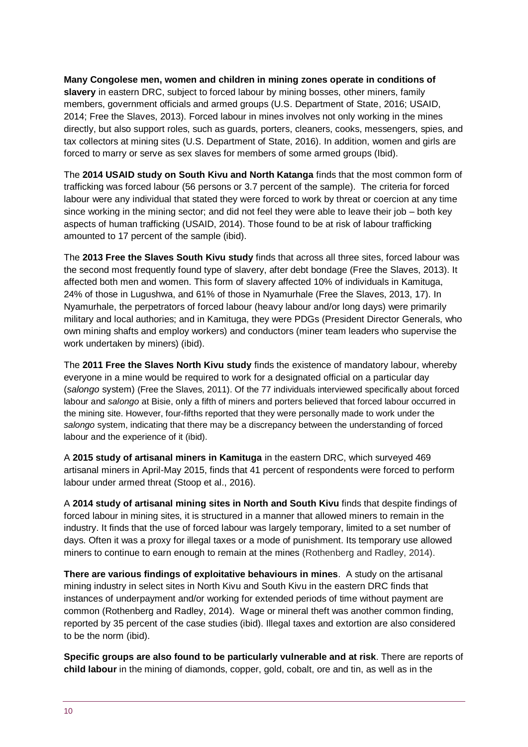**Many Congolese men, women and children in mining zones operate in conditions of slavery** in eastern DRC, subject to forced labour by mining bosses, other miners, family members, government officials and armed groups (U.S. Department of State, 2016; USAID, 2014; Free the Slaves, 2013). Forced labour in mines involves not only working in the mines directly, but also support roles, such as guards, porters, cleaners, cooks, messengers, spies, and tax collectors at mining sites (U.S. Department of State, 2016). In addition, women and girls are forced to marry or serve as sex slaves for members of some armed groups (Ibid).

The **2014 USAID study on South Kivu and North Katanga** finds that the most common form of trafficking was forced labour (56 persons or 3.7 percent of the sample). The criteria for forced labour were any individual that stated they were forced to work by threat or coercion at any time since working in the mining sector; and did not feel they were able to leave their job – both key aspects of human trafficking (USAID, 2014). Those found to be at risk of labour trafficking amounted to 17 percent of the sample (ibid).

The **2013 Free the Slaves South Kivu study** finds that across all three sites, forced labour was the second most frequently found type of slavery, after debt bondage (Free the Slaves, 2013). It affected both men and women. This form of slavery affected 10% of individuals in Kamituga, 24% of those in Lugushwa, and 61% of those in Nyamurhale (Free the Slaves, 2013, 17). In Nyamurhale, the perpetrators of forced labour (heavy labour and/or long days) were primarily military and local authories; and in Kamituga, they were PDGs (President Director Generals, who own mining shafts and employ workers) and conductors (miner team leaders who supervise the work undertaken by miners) (ibid).

The **2011 Free the Slaves North Kivu study** finds the existence of mandatory labour, whereby everyone in a mine would be required to work for a designated official on a particular day (*salongo* system) (Free the Slaves, 2011). Of the 77 individuals interviewed specifically about forced labour and *salongo* at Bisie, only a fifth of miners and porters believed that forced labour occurred in the mining site. However, four-fifths reported that they were personally made to work under the *salongo* system, indicating that there may be a discrepancy between the understanding of forced labour and the experience of it (ibid).

A **2015 study of artisanal miners in Kamituga** in the eastern DRC, which surveyed 469 artisanal miners in April-May 2015, finds that 41 percent of respondents were forced to perform labour under armed threat (Stoop et al., 2016).

A **2014 study of artisanal mining sites in North and South Kivu** finds that despite findings of forced labour in mining sites, it is structured in a manner that allowed miners to remain in the industry. It finds that the use of forced labour was largely temporary, limited to a set number of days. Often it was a proxy for illegal taxes or a mode of punishment. Its temporary use allowed miners to continue to earn enough to remain at the mines (Rothenberg and Radley, 2014).

**There are various findings of exploitative behaviours in mines**. A study on the artisanal mining industry in select sites in North Kivu and South Kivu in the eastern DRC finds that instances of underpayment and/or working for extended periods of time without payment are common (Rothenberg and Radley, 2014). Wage or mineral theft was another common finding, reported by 35 percent of the case studies (ibid). Illegal taxes and extortion are also considered to be the norm (ibid).

**Specific groups are also found to be particularly vulnerable and at risk**. There are reports of **child labour** in the mining of diamonds, copper, gold, cobalt, ore and tin, as well as in the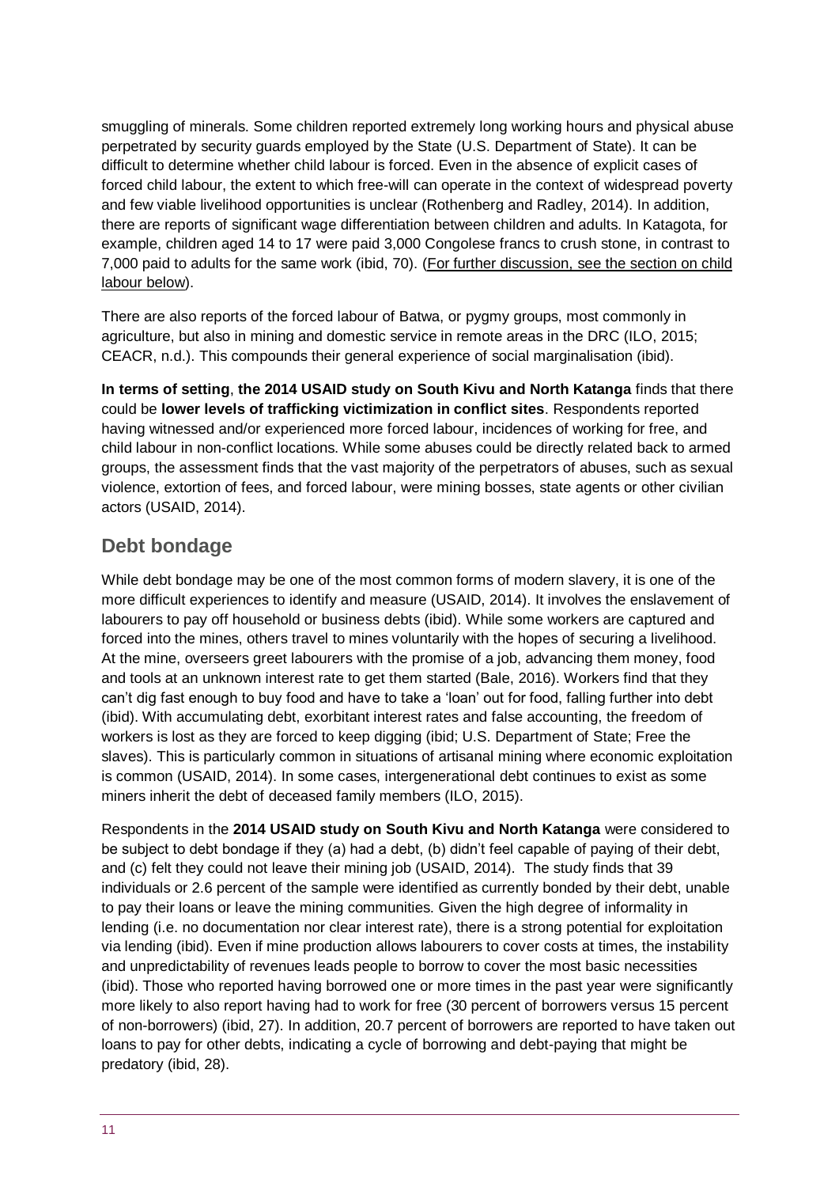smuggling of minerals. Some children reported extremely long working hours and physical abuse perpetrated by security guards employed by the State (U.S. Department of State). It can be difficult to determine whether child labour is forced. Even in the absence of explicit cases of forced child labour, the extent to which free-will can operate in the context of widespread poverty and few viable livelihood opportunities is unclear (Rothenberg and Radley, 2014). In addition, there are reports of significant wage differentiation between children and adults. In Katagota, for example, children aged 14 to 17 were paid 3,000 Congolese francs to crush stone, in contrast to 7,000 paid to adults for the same work (ibid, 70). (For further discussion, see the section on child labour below).

There are also reports of the forced labour of Batwa, or pygmy groups, most commonly in agriculture, but also in mining and domestic service in remote areas in the DRC (ILO, 2015; CEACR, n.d.). This compounds their general experience of social marginalisation (ibid).

**In terms of setting**, **the 2014 USAID study on South Kivu and North Katanga** finds that there could be **lower levels of trafficking victimization in conflict sites**. Respondents reported having witnessed and/or experienced more forced labour, incidences of working for free, and child labour in non-conflict locations. While some abuses could be directly related back to armed groups, the assessment finds that the vast majority of the perpetrators of abuses, such as sexual violence, extortion of fees, and forced labour, were mining bosses, state agents or other civilian actors (USAID, 2014).

## Debt bondage

While debt bondage may be one of the most common forms of modern slavery, it is one of the more difficult experiences to identify and measure (USAID, 2014). It involves the enslavement of labourers to pay off household or business debts (ibid). While some workers are captured and forced into the mines, others travel to mines voluntarily with the hopes of securing a livelihood. At the mine, overseers greet labourers with the promise of a job, advancing them money, food and tools at an unknown interest rate to get them started (Bale, 2016). Workers find that they can't dig fast enough to buy food and have to take a 'loan' out for food, falling further into debt (ibid). With accumulating debt, exorbitant interest rates and false accounting, the freedom of workers is lost as they are forced to keep digging (ibid; U.S. Department of State; Free the slaves). This is particularly common in situations of artisanal mining where economic exploitation is common (USAID, 2014). In some cases, intergenerational debt continues to exist as some miners inherit the debt of deceased family members (ILO, 2015).

Respondents in the **2014 USAID study on South Kivu and North Katanga** were considered to be subject to debt bondage if they (a) had a debt, (b) didn't feel capable of paying of their debt, and (c) felt they could not leave their mining job (USAID, 2014). The study finds that 39 individuals or 2.6 percent of the sample were identified as currently bonded by their debt, unable to pay their loans or leave the mining communities. Given the high degree of informality in lending (i.e. no documentation nor clear interest rate), there is a strong potential for exploitation via lending (ibid). Even if mine production allows labourers to cover costs at times, the instability and unpredictability of revenues leads people to borrow to cover the most basic necessities (ibid). Those who reported having borrowed one or more times in the past year were significantly more likely to also report having had to work for free (30 percent of borrowers versus 15 percent of non-borrowers) (ibid, 27). In addition, 20.7 percent of borrowers are reported to have taken out loans to pay for other debts, indicating a cycle of borrowing and debt-paying that might be predatory (ibid, 28).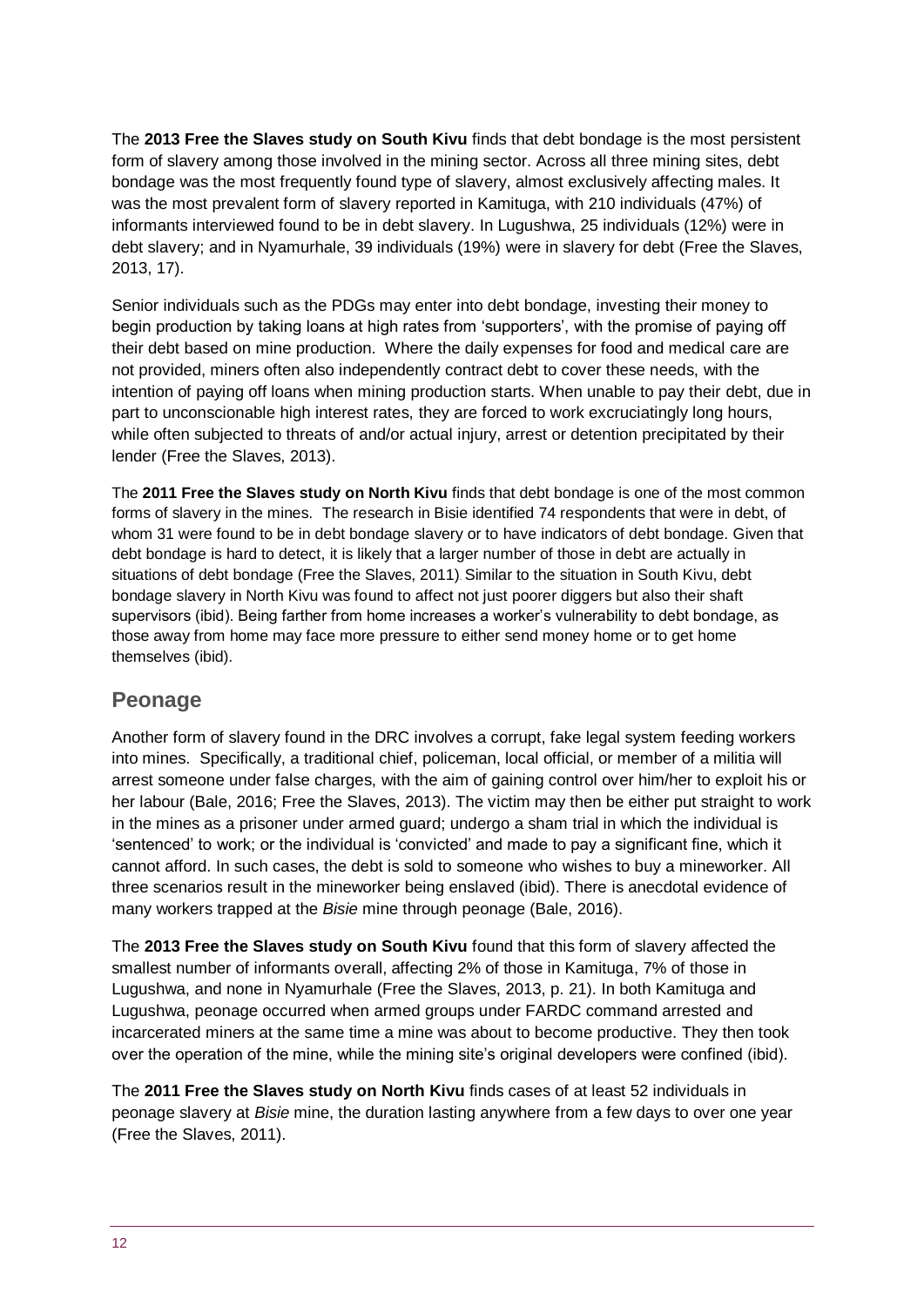The **2013 Free the Slaves study on South Kivu** finds that debt bondage is the most persistent form of slavery among those involved in the mining sector. Across all three mining sites, debt bondage was the most frequently found type of slavery, almost exclusively affecting males. It was the most prevalent form of slavery reported in Kamituga, with 210 individuals (47%) of informants interviewed found to be in debt slavery. In Lugushwa, 25 individuals (12%) were in debt slavery; and in Nyamurhale, 39 individuals (19%) were in slavery for debt (Free the Slaves, 2013, 17).

Senior individuals such as the PDGs may enter into debt bondage, investing their money to begin production by taking loans at high rates from 'supporters', with the promise of paying off their debt based on mine production. Where the daily expenses for food and medical care are not provided, miners often also independently contract debt to cover these needs, with the intention of paying off loans when mining production starts. When unable to pay their debt, due in part to unconscionable high interest rates, they are forced to work excruciatingly long hours, while often subjected to threats of and/or actual injury, arrest or detention precipitated by their lender (Free the Slaves, 2013).

The **2011 Free the Slaves study on North Kivu** finds that debt bondage is one of the most common forms of slavery in the mines. The research in Bisie identified 74 respondents that were in debt, of whom 31 were found to be in debt bondage slavery or to have indicators of debt bondage. Given that debt bondage is hard to detect, it is likely that a larger number of those in debt are actually in situations of debt bondage (Free the Slaves, 2011). Similar to the situation in South Kivu, debt bondage slavery in North Kivu was found to affect not just poorer diggers but also their shaft supervisors (ibid). Being farther from home increases a worker's vulnerability to debt bondage, as those away from home may face more pressure to either send money home or to get home themselves (ibid).

## Peonage

Another form of slavery found in the DRC involves a corrupt, fake legal system feeding workers into mines. Specifically, a traditional chief, policeman, local official, or member of a militia will arrest someone under false charges, with the aim of gaining control over him/her to exploit his or her labour (Bale, 2016; Free the Slaves, 2013). The victim may then be either put straight to work in the mines as a prisoner under armed guard; undergo a sham trial in which the individual is 'sentenced' to work; or the individual is 'convicted' and made to pay a significant fine, which it cannot afford. In such cases, the debt is sold to someone who wishes to buy a mineworker. All three scenarios result in the mineworker being enslaved (ibid). There is anecdotal evidence of many workers trapped at the *Bisie* mine through peonage (Bale, 2016).

The **2013 Free the Slaves study on South Kivu** found that this form of slavery affected the smallest number of informants overall, affecting 2% of those in Kamituga, 7% of those in Lugushwa, and none in Nyamurhale (Free the Slaves, 2013, p. 21). In both Kamituga and Lugushwa, peonage occurred when armed groups under FARDC command arrested and incarcerated miners at the same time a mine was about to become productive. They then took over the operation of the mine, while the mining site's original developers were confined (ibid).

The **2011 Free the Slaves study on North Kivu** finds cases of at least 52 individuals in peonage slavery at *Bisie* mine, the duration lasting anywhere from a few days to over one year (Free the Slaves, 2011).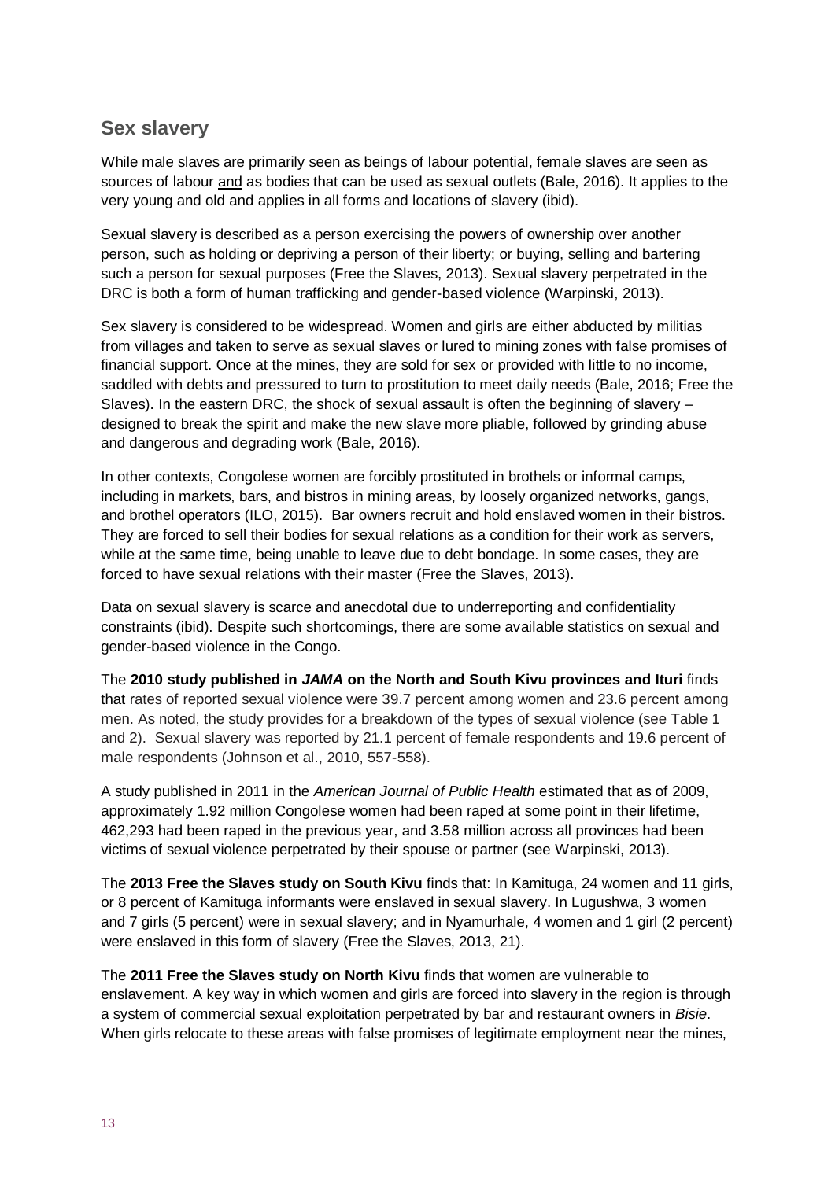## Sex slavery

While male slaves are primarily seen as beings of labour potential, female slaves are seen as sources of labour <u>and</u> as bodies that can be used as sexual outlets (Bale, 2016). It applies to the very young and old and applies in all forms and locations of slavery (ibid).

Sexual slavery is described as a person exercising the powers of ownership over another person, such as holding or depriving a person of their liberty; or buying, selling and bartering such a person for sexual purposes (Free the Slaves, 2013). Sexual slavery perpetrated in the DRC is both a form of human trafficking and gender-based violence (Warpinski, 2013).

Sex slavery is considered to be widespread. Women and girls are either abducted by militias from villages and taken to serve as sexual slaves or lured to mining zones with false promises of financial support. Once at the mines, they are sold for sex or provided with little to no income, saddled with debts and pressured to turn to prostitution to meet daily needs (Bale, 2016; Free the Slaves). In the eastern DRC, the shock of sexual assault is often the beginning of slavery – designed to break the spirit and make the new slave more pliable, followed by grinding abuse and dangerous and degrading work (Bale, 2016).

In other contexts, Congolese women are forcibly prostituted in brothels or informal camps, including in markets, bars, and bistros in mining areas, by loosely organized networks, gangs, and brothel operators (ILO, 2015). Bar owners recruit and hold enslaved women in their bistros. They are forced to sell their bodies for sexual relations as a condition for their work as servers, while at the same time, being unable to leave due to debt bondage. In some cases, they are forced to have sexual relations with their master (Free the Slaves, 2013).

Data on sexual slavery is scarce and anecdotal due to underreporting and confidentiality constraints (ibid). Despite such shortcomings, there are some available statistics on sexual and gender-based violence in the Congo.

The **2010 study published in *JAMA* on the North and South Kivu provinces and Ituri** finds that rates of reported sexual violence were 39.7 percent among women and 23.6 percent among men. As noted, the study provides for a breakdown of the types of sexual violence (see Table 1 and 2). Sexual slavery was reported by 21.1 percent of female respondents and 19.6 percent of male respondents (Johnson et al., 2010, 557-558).

A study published in 2011 in the *American Journal of Public Health* estimated that as of 2009, approximately 1.92 million Congolese women had been raped at some point in their lifetime, 462,293 had been raped in the previous year, and 3.58 million across all provinces had been victims of sexual violence perpetrated by their spouse or partner (see Warpinski, 2013).

The **2013 Free the Slaves study on South Kivu** finds that: In Kamituga, 24 women and 11 girls, or 8 percent of Kamituga informants were enslaved in sexual slavery. In Lugushwa, 3 women and 7 girls (5 percent) were in sexual slavery; and in Nyamurhale, 4 women and 1 girl (2 percent) were enslaved in this form of slavery (Free the Slaves, 2013, 21).

The **2011 Free the Slaves study on North Kivu** finds that women are vulnerable to enslavement. A key way in which women and girls are forced into slavery in the region is through a system of commercial sexual exploitation perpetrated by bar and restaurant owners in *Bisie*. When girls relocate to these areas with false promises of legitimate employment near the mines,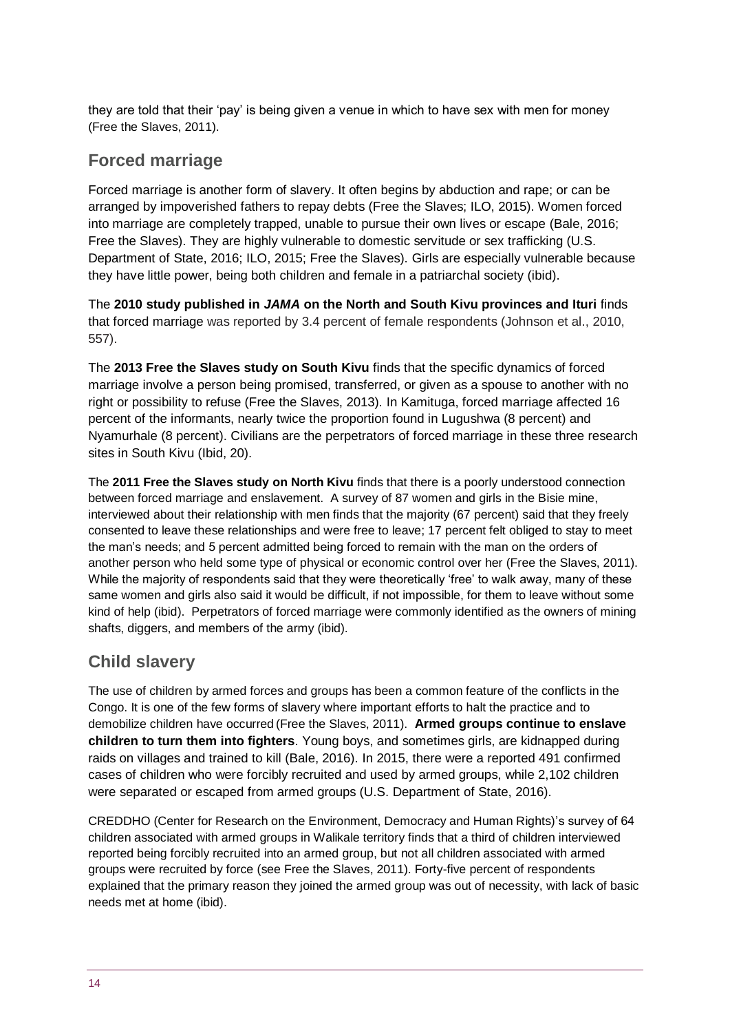they are told that their 'pay' is being given a venue in which to have sex with men for money (Free the Slaves, 2011).

## Forced marriage

Forced marriage is another form of slavery. It often begins by abduction and rape; or can be arranged by impoverished fathers to repay debts (Free the Slaves; ILO, 2015). Women forced into marriage are completely trapped, unable to pursue their own lives or escape (Bale, 2016; Free the Slaves). They are highly vulnerable to domestic servitude or sex trafficking (U.S. Department of State, 2016; ILO, 2015; Free the Slaves). Girls are especially vulnerable because they have little power, being both children and female in a patriarchal society (ibid).

The **2010 study published in *JAMA* on the North and South Kivu provinces and Ituri** finds that forced marriage was reported by 3.4 percent of female respondents (Johnson et al., 2010, 557).

The **2013 Free the Slaves study on South Kivu** finds that the specific dynamics of forced marriage involve a person being promised, transferred, or given as a spouse to another with no right or possibility to refuse (Free the Slaves, 2013). In Kamituga, forced marriage affected 16 percent of the informants, nearly twice the proportion found in Lugushwa (8 percent) and Nyamurhale (8 percent). Civilians are the perpetrators of forced marriage in these three research sites in South Kivu (Ibid, 20).

The **2011 Free the Slaves study on North Kivu** finds that there is a poorly understood connection between forced marriage and enslavement. A survey of 87 women and girls in the Bisie mine, interviewed about their relationship with men finds that the majority (67 percent) said that they freely consented to leave these relationships and were free to leave; 17 percent felt obliged to stay to meet the man's needs; and 5 percent admitted being forced to remain with the man on the orders of another person who held some type of physical or economic control over her (Free the Slaves, 2011). While the majority of respondents said that they were theoretically 'free' to walk away, many of these same women and girls also said it would be difficult, if not impossible, for them to leave without some kind of help (ibid). Perpetrators of forced marriage were commonly identified as the owners of mining shafts, diggers, and members of the army (ibid).

## Child slavery

The use of children by armed forces and groups has been a common feature of the conflicts in the Congo. It is one of the few forms of slavery where important efforts to halt the practice and to demobilize children have occurred (Free the Slaves, 2011). **Armed groups continue to enslave children to turn them into fighters**. Young boys, and sometimes girls, are kidnapped during raids on villages and trained to kill (Bale, 2016). In 2015, there were a reported 491 confirmed cases of children who were forcibly recruited and used by armed groups, while 2,102 children were separated or escaped from armed groups (U.S. Department of State, 2016).

CREDDHO (Center for Research on the Environment, Democracy and Human Rights)'s survey of 64 children associated with armed groups in Walikale territory finds that a third of children interviewed reported being forcibly recruited into an armed group, but not all children associated with armed groups were recruited by force (see Free the Slaves, 2011). Forty-five percent of respondents explained that the primary reason they joined the armed group was out of necessity, with lack of basic needs met at home (ibid).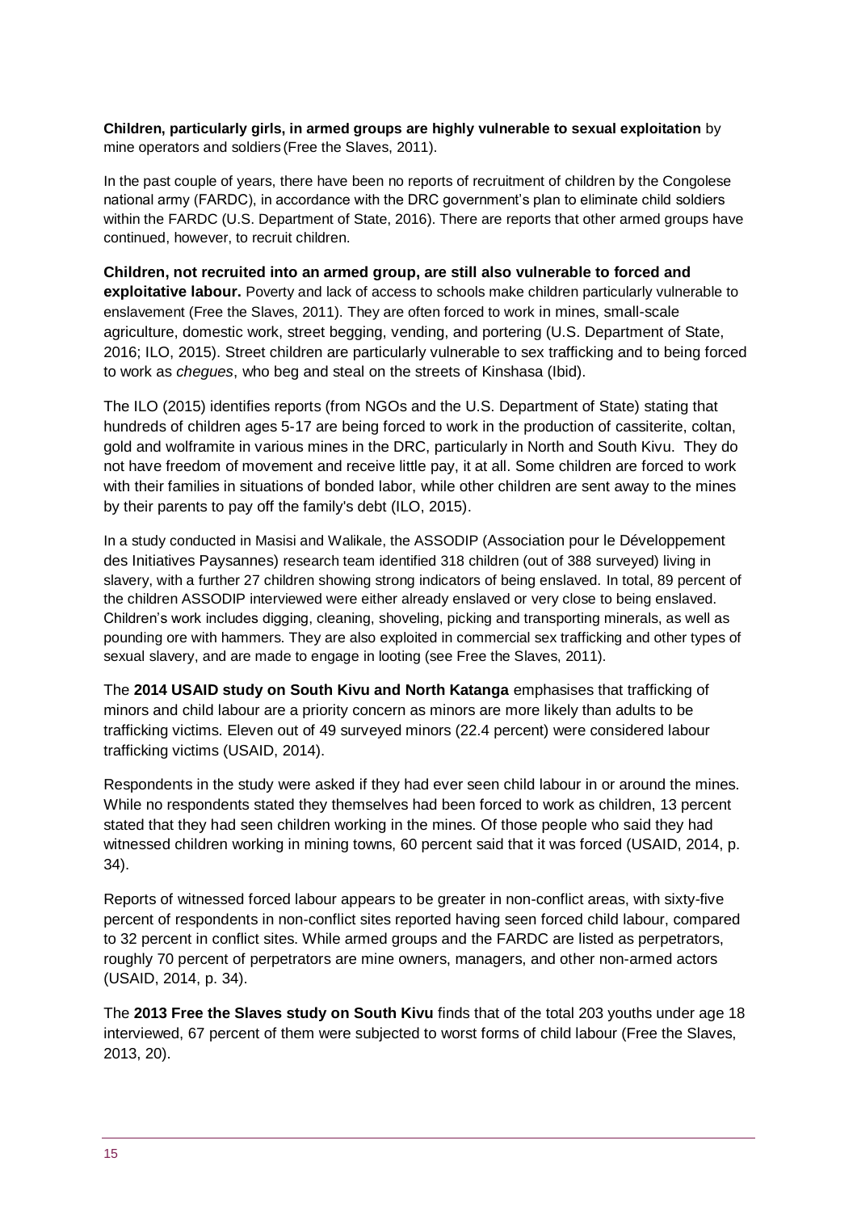**Children, particularly girls, in armed groups are highly vulnerable to sexual exploitation** by mine operators and soldiers (Free the Slaves, 2011).

In the past couple of years, there have been no reports of recruitment of children by the Congolese national army (FARDC), in accordance with the DRC government's plan to eliminate child soldiers within the FARDC (U.S. Department of State, 2016). There are reports that other armed groups have continued, however, to recruit children.

**Children, not recruited into an armed group, are still also vulnerable to forced and exploitative labour.** Poverty and lack of access to schools make children particularly vulnerable to enslavement (Free the Slaves, 2011). They are often forced to work in mines, small-scale agriculture, domestic work, street begging, vending, and portering (U.S. Department of State, 2016; ILO, 2015). Street children are particularly vulnerable to sex trafficking and to being forced to work as *chegues*, who beg and steal on the streets of Kinshasa (Ibid).

The ILO (2015) identifies reports (from NGOs and the U.S. Department of State) stating that hundreds of children ages 5-17 are being forced to work in the production of cassiterite, coltan, gold and wolframite in various mines in the DRC, particularly in North and South Kivu. They do not have freedom of movement and receive little pay, it at all. Some children are forced to work with their families in situations of bonded labor, while other children are sent away to the mines by their parents to pay off the family's debt (ILO, 2015).

In a study conducted in Masisi and Walikale, the ASSODIP (Association pour le Développement des Initiatives Paysannes) research team identified 318 children (out of 388 surveyed) living in slavery, with a further 27 children showing strong indicators of being enslaved. In total, 89 percent of the children ASSODIP interviewed were either already enslaved or very close to being enslaved. Children's work includes digging, cleaning, shoveling, picking and transporting minerals, as well as pounding ore with hammers. They are also exploited in commercial sex trafficking and other types of sexual slavery, and are made to engage in looting (see Free the Slaves, 2011).

The **2014 USAID study on South Kivu and North Katanga** emphasises that trafficking of minors and child labour are a priority concern as minors are more likely than adults to be trafficking victims. Eleven out of 49 surveyed minors (22.4 percent) were considered labour trafficking victims (USAID, 2014).

Respondents in the study were asked if they had ever seen child labour in or around the mines. While no respondents stated they themselves had been forced to work as children, 13 percent stated that they had seen children working in the mines. Of those people who said they had witnessed children working in mining towns, 60 percent said that it was forced (USAID, 2014, p. 34).

Reports of witnessed forced labour appears to be greater in non-conflict areas, with sixty-five percent of respondents in non-conflict sites reported having seen forced child labour, compared to 32 percent in conflict sites. While armed groups and the FARDC are listed as perpetrators, roughly 70 percent of perpetrators are mine owners, managers, and other non-armed actors (USAID, 2014, p. 34).

The **2013 Free the Slaves study on South Kivu** finds that of the total 203 youths under age 18 interviewed, 67 percent of them were subjected to worst forms of child labour (Free the Slaves, 2013, 20).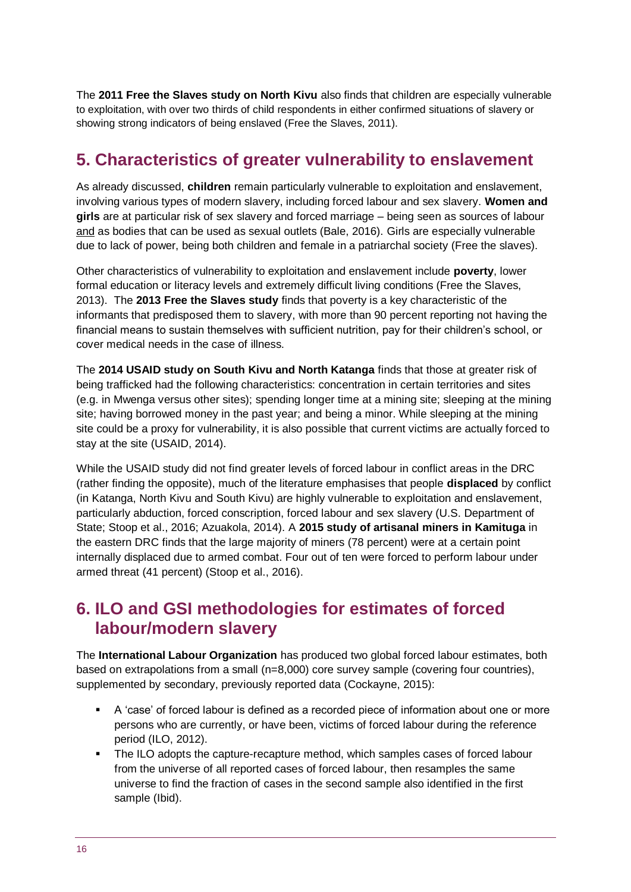The **2011 Free the Slaves study on North Kivu** also finds that children are especially vulnerable to exploitation, with over two thirds of child respondents in either confirmed situations of slavery or showing strong indicators of being enslaved (Free the Slaves, 2011).

## 5. Characteristics of greater vulnerability to enslavement

As already discussed, **children** remain particularly vulnerable to exploitation and enslavement, involving various types of modern slavery, including forced labour and sex slavery. **Women and girls** are at particular risk of sex slavery and forced marriage – being seen as sources of labour and as bodies that can be used as sexual outlets (Bale, 2016). Girls are especially vulnerable due to lack of power, being both children and female in a patriarchal society (Free the slaves).

Other characteristics of vulnerability to exploitation and enslavement include **poverty**, lower formal education or literacy levels and extremely difficult living conditions (Free the Slaves, 2013). The **2013 Free the Slaves study** finds that poverty is a key characteristic of the informants that predisposed them to slavery, with more than 90 percent reporting not having the financial means to sustain themselves with sufficient nutrition, pay for their children's school, or cover medical needs in the case of illness.

The **2014 USAID study on South Kivu and North Katanga** finds that those at greater risk of being trafficked had the following characteristics: concentration in certain territories and sites (e.g. in Mwenga versus other sites); spending longer time at a mining site; sleeping at the mining site; having borrowed money in the past year; and being a minor. While sleeping at the mining site could be a proxy for vulnerability, it is also possible that current victims are actually forced to stay at the site (USAID, 2014).

While the USAID study did not find greater levels of forced labour in conflict areas in the DRC (rather finding the opposite), much of the literature emphasises that people **displaced** by conflict (in Katanga, North Kivu and South Kivu) are highly vulnerable to exploitation and enslavement, particularly abduction, forced conscription, forced labour and sex slavery (U.S. Department of State; Stoop et al., 2016; Azuakola, 2014). A **2015 study of artisanal miners in Kamituga** in the eastern DRC finds that the large majority of miners (78 percent) were at a certain point internally displaced due to armed combat. Four out of ten were forced to perform labour under armed threat (41 percent) (Stoop et al., 2016).

## 6. ILO and GSI methodologies for estimates of forced labour/modern slavery

The **International Labour Organization** has produced two global forced labour estimates, both based on extrapolations from a small (n=8,000) core survey sample (covering four countries), supplemented by secondary, previously reported data (Cockayne, 2015):

- A 'case' of forced labour is defined as a recorded piece of information about one or more persons who are currently, or have been, victims of forced labour during the reference period (ILO, 2012).
- The ILO adopts the capture-recapture method, which samples cases of forced labour from the universe of all reported cases of forced labour, then resamples the same universe to find the fraction of cases in the second sample also identified in the first sample (Ibid).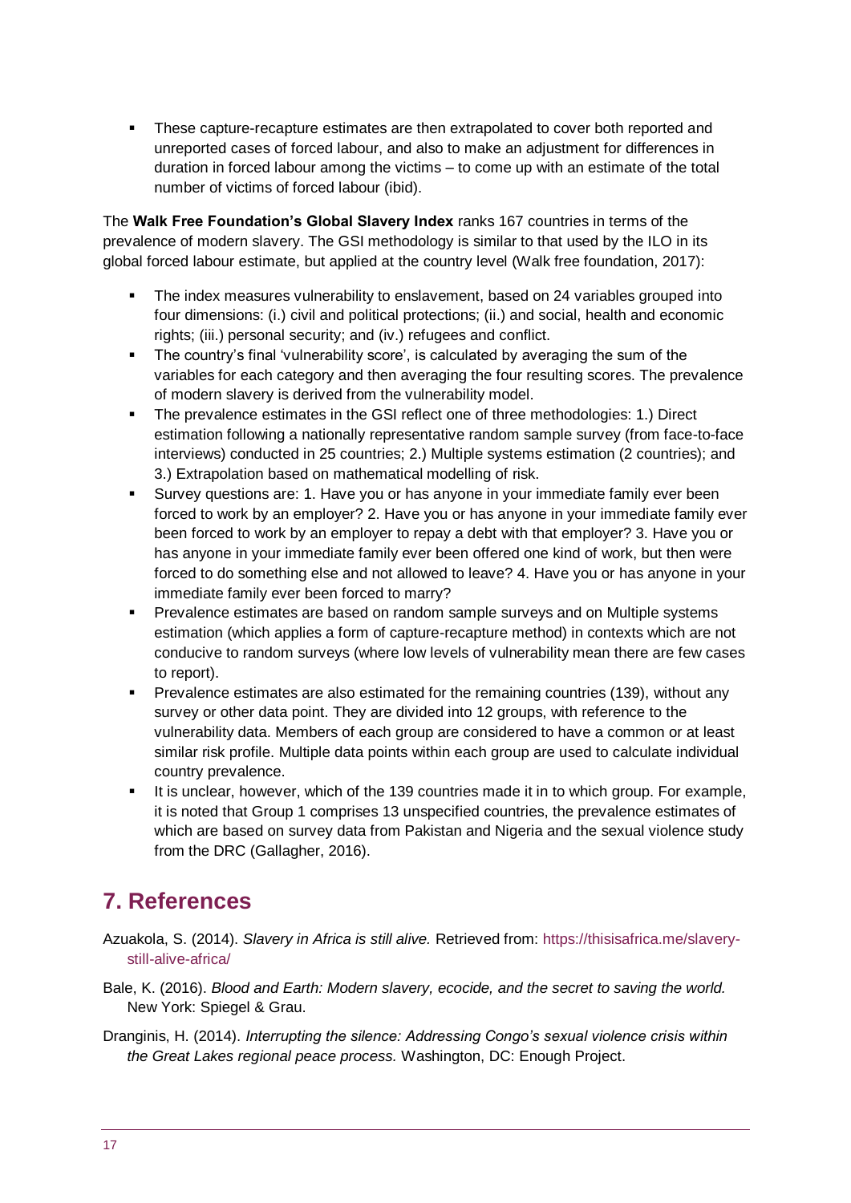- These capture-recapture estimates are then extrapolated to cover both reported and unreported cases of forced labour, and also to make an adjustment for differences in duration in forced labour among the victims – to come up with an estimate of the total number of victims of forced labour (ibid).

The **Walk Free Foundation's Global Slavery Index** ranks 167 countries in terms of the prevalence of modern slavery. The GSI methodology is similar to that used by the ILO in its global forced labour estimate, but applied at the country level (Walk free foundation, 2017):

- The index measures vulnerability to enslavement, based on 24 variables grouped into four dimensions: (i.) civil and political protections; (ii.) and social, health and economic rights; (iii.) personal security; and (iv.) refugees and conflict.
- The country's final 'vulnerability score', is calculated by averaging the sum of the variables for each category and then averaging the four resulting scores. The prevalence of modern slavery is derived from the vulnerability model.
- The prevalence estimates in the GSI reflect one of three methodologies: 1.) Direct estimation following a nationally representative random sample survey (from face-to-face interviews) conducted in 25 countries; 2.) Multiple systems estimation (2 countries); and 3.) Extrapolation based on mathematical modelling of risk.
- Survey questions are: 1. Have you or has anyone in your immediate family ever been forced to work by an employer? 2. Have you or has anyone in your immediate family ever been forced to work by an employer to repay a debt with that employer? 3. Have you or has anyone in your immediate family ever been offered one kind of work, but then were forced to do something else and not allowed to leave? 4. Have you or has anyone in your immediate family ever been forced to marry?
- Prevalence estimates are based on random sample surveys and on Multiple systems estimation (which applies a form of capture-recapture method) in contexts which are not conducive to random surveys (where low levels of vulnerability mean there are few cases to report).
- Prevalence estimates are also estimated for the remaining countries (139), without any survey or other data point. They are divided into 12 groups, with reference to the vulnerability data. Members of each group are considered to have a common or at least similar risk profile. Multiple data points within each group are used to calculate individual country prevalence.
- It is unclear, however, which of the 139 countries made it in to which group. For example, it is noted that Group 1 comprises 13 unspecified countries, the prevalence estimates of which are based on survey data from Pakistan and Nigeria and the sexual violence study from the DRC (Gallagher, 2016).

## 7. References

Azuakola, S. (2014). *Slavery in Africa is still alive.* Retrieved from: https://thisisafrica.me/slavery-still-alive-africa/

Bale, K. (2016). *Blood and Earth: Modern slavery, ecocide, and the secret to saving the world.* New York: Spiegel & Grau.

Dranginis, H. (2014). *Interrupting the silence: Addressing Congo's sexual violence crisis within the Great Lakes regional peace process.* Washington, DC: Enough Project.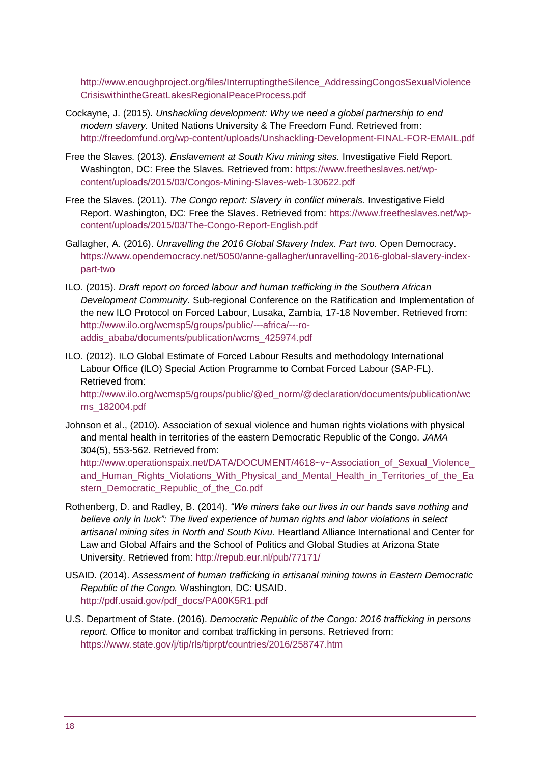http://www.enoughproject.org/files/InterruptingtheSilence_AddressingCongosSexualViolenceCrisiswithintheGreatLakesRegionalPeaceProcess.pdf

Cockayne, J. (2015). *Unshackling development: Why we need a global partnership to end modern slavery.* United Nations University & The Freedom Fund. Retrieved from: http://freedomfund.org/wp-content/uploads/Unshackling-Development-FINAL-FOR-EMAIL.pdf

Free the Slaves. (2013). *Enslavement at South Kivu mining sites.* Investigative Field Report. Washington, DC: Free the Slaves. Retrieved from: https://www.freetheslaves.net/wp-content/uploads/2015/03/Congos-Mining-Slaves-web-130622.pdf

Free the Slaves. (2011). *The Congo report: Slavery in conflict minerals.* Investigative Field Report. Washington, DC: Free the Slaves. Retrieved from: https://www.freetheslaves.net/wp-content/uploads/2015/03/The-Congo-Report-English.pdf

Gallagher, A. (2016). *Unravelling the 2016 Global Slavery Index. Part two.* Open Democracy. https://www.opendemocracy.net/5050/anne-gallagher/unravelling-2016-global-slavery-index-part-two

ILO. (2015). *Draft report on forced labour and human trafficking in the Southern African Development Community.* Sub-regional Conference on the Ratification and Implementation of the new ILO Protocol on Forced Labour, Lusaka, Zambia, 17-18 November. Retrieved from: http://www.ilo.org/wcmsp5/groups/public/---africa/---ro-addis_ababa/documents/publication/wcms_425974.pdf

ILO. (2012). ILO Global Estimate of Forced Labour Results and methodology International Labour Office (ILO) Special Action Programme to Combat Forced Labour (SAP-FL). Retrieved from: http://www.ilo.org/wcmsp5/groups/public/@ed_norm/@declaration/documents/publication/wcms_182004.pdf

Johnson et al., (2010). Association of sexual violence and human rights violations with physical and mental health in territories of the eastern Democratic Republic of the Congo. *JAMA* 304(5), 553-562. Retrieved from: http://www.operationspaix.net/DATA/DOCUMENT/4618~v~Association_of_Sexual_Violence_and_Human_Rights_Violations_With_Physical_and_Mental_Health_in_Territories_of_the_Eastern_Democratic_Republic_of_the_Co.pdf

Rothenberg, D. and Radley, B. (2014). *"We miners take our lives in our hands save nothing and believe only in luck": The lived experience of human rights and labor violations in select artisanal mining sites in North and South Kivu*. Heartland Alliance International and Center for Law and Global Affairs and the School of Politics and Global Studies at Arizona State University. Retrieved from: http://repub.eur.nl/pub/77171/

USAID. (2014). *Assessment of human trafficking in artisanal mining towns in Eastern Democratic Republic of the Congo.* Washington, DC: USAID. http://pdf.usaid.gov/pdf_docs/PA00K5R1.pdf

U.S. Department of State. (2016). *Democratic Republic of the Congo: 2016 trafficking in persons report.* Office to monitor and combat trafficking in persons. Retrieved from: https://www.state.gov/j/tip/rls/tiprpt/countries/2016/258747.htm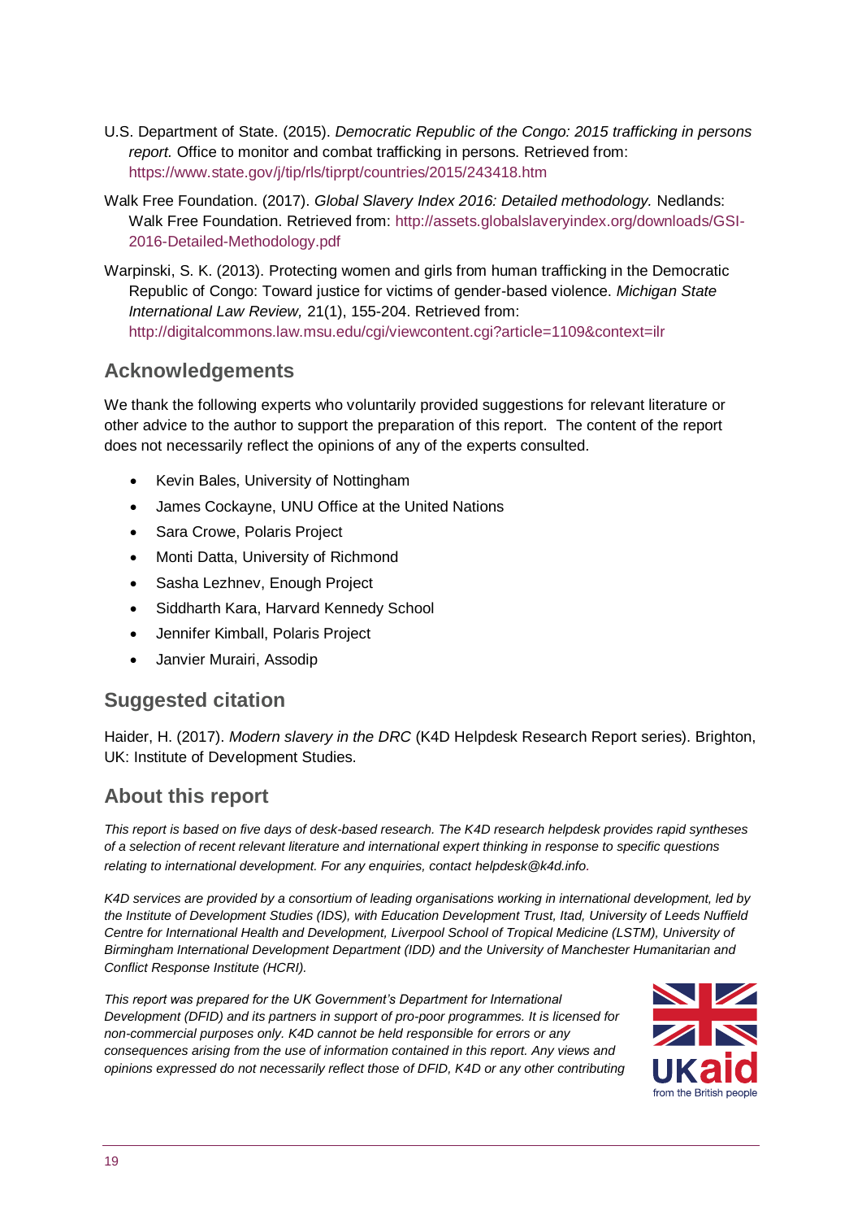U.S. Department of State. (2015). *Democratic Republic of the Congo: 2015 trafficking in persons report.* Office to monitor and combat trafficking in persons. Retrieved from: https://www.state.gov/j/tip/rls/tiprpt/countries/2015/243418.htm

Walk Free Foundation. (2017). *Global Slavery Index 2016: Detailed methodology.* Nedlands: Walk Free Foundation. Retrieved from: http://assets.globalslaveryindex.org/downloads/GSI-2016-Detailed-Methodology.pdf

Warpinski, S. K. (2013). Protecting women and girls from human trafficking in the Democratic Republic of Congo: Toward justice for victims of gender-based violence. *Michigan State International Law Review,* 21(1), 155-204. Retrieved from: http://digitalcommons.law.msu.edu/cgi/viewcontent.cgi?article=1109&context=ilr

## Acknowledgements

We thank the following experts who voluntarily provided suggestions for relevant literature or other advice to the author to support the preparation of this report. The content of the report does not necessarily reflect the opinions of any of the experts consulted.

- Kevin Bales, University of Nottingham
- James Cockayne, UNU Office at the United Nations
- Sara Crowe, Polaris Project
- Monti Datta, University of Richmond
- Sasha Lezhnev, Enough Project
- Siddharth Kara, Harvard Kennedy School
- Jennifer Kimball, Polaris Project
- Janvier Murairi, Assodip

## Suggested citation

Haider, H. (2017). *Modern slavery in the DRC* (K4D Helpdesk Research Report series). Brighton, UK: Institute of Development Studies.

## About this report

*This report is based on five days of desk-based research. The K4D research helpdesk provides rapid syntheses of a selection of recent relevant literature and international expert thinking in response to specific questions relating to international development. For any enquiries, contact helpdesk@k4d.info.*

*K4D services are provided by a consortium of leading organisations working in international development, led by the Institute of Development Studies (IDS), with Education Development Trust, Itad, University of Leeds Nuffield Centre for International Health and Development, Liverpool School of Tropical Medicine (LSTM), University of Birmingham International Development Department (IDD) and the University of Manchester Humanitarian and Conflict Response Institute (HCRI).*

*This report was prepared for the UK Government's Department for International Development (DFID) and its partners in support of pro-poor programmes. It is licensed for non-commercial purposes only. K4D cannot be held responsible for errors or any consequences arising from the use of information contained in this report. Any views and opinions expressed do not necessarily reflect those of DFID, K4D or any other contributing*

UKaid from the British people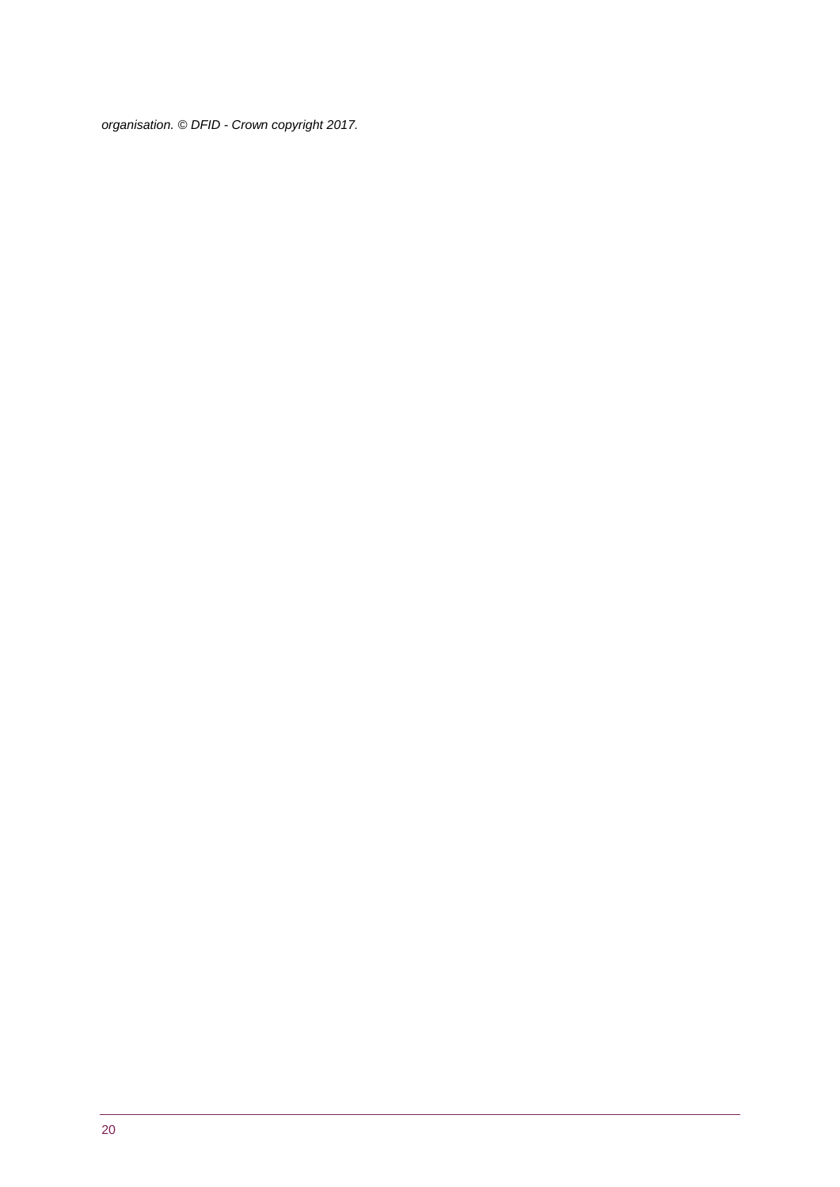*organisation. © DFID - Crown copyright 2017.*